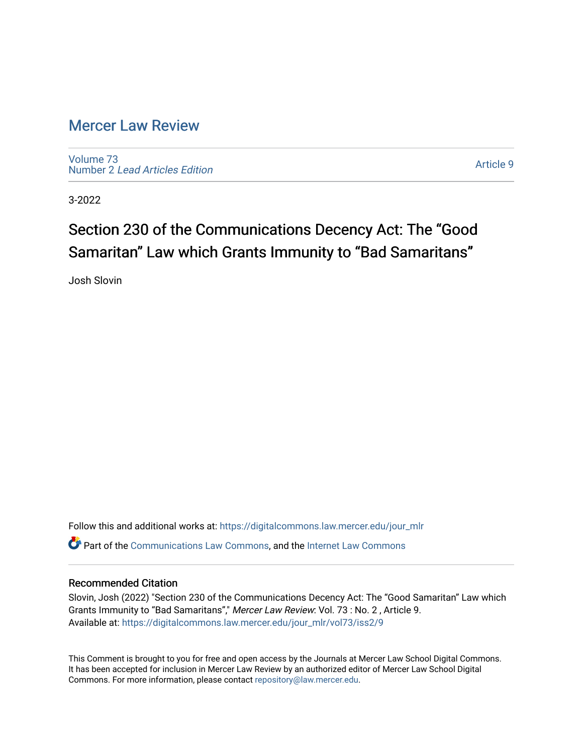# Mercer Law Review

Volume 73
Number 2 *Lead Articles Edition*

Article 9

3-2022

## Section 230 of the Communications Decency Act: The "Good Samaritan" Law which Grants Immunity to "Bad Samaritans"

Josh Slovin

Follow this and additional works at: https://digitalcommons.law.mercer.edu/jour_mlr

Part of the Communications Law Commons, and the Internet Law Commons

### Recommended Citation

Slovin, Josh (2022) "Section 230 of the Communications Decency Act: The "Good Samaritan" Law which Grants Immunity to "Bad Samaritans"," *Mercer Law Review*: Vol. 73 : No. 2 , Article 9.
Available at: https://digitalcommons.law.mercer.edu/jour_mlr/vol73/iss2/9

This Comment is brought to you for free and open access by the Journals at Mercer Law School Digital Commons. It has been accepted for inclusion in Mercer Law Review by an authorized editor of Mercer Law School Digital Commons. For more information, please contact repository@law.mercer.edu.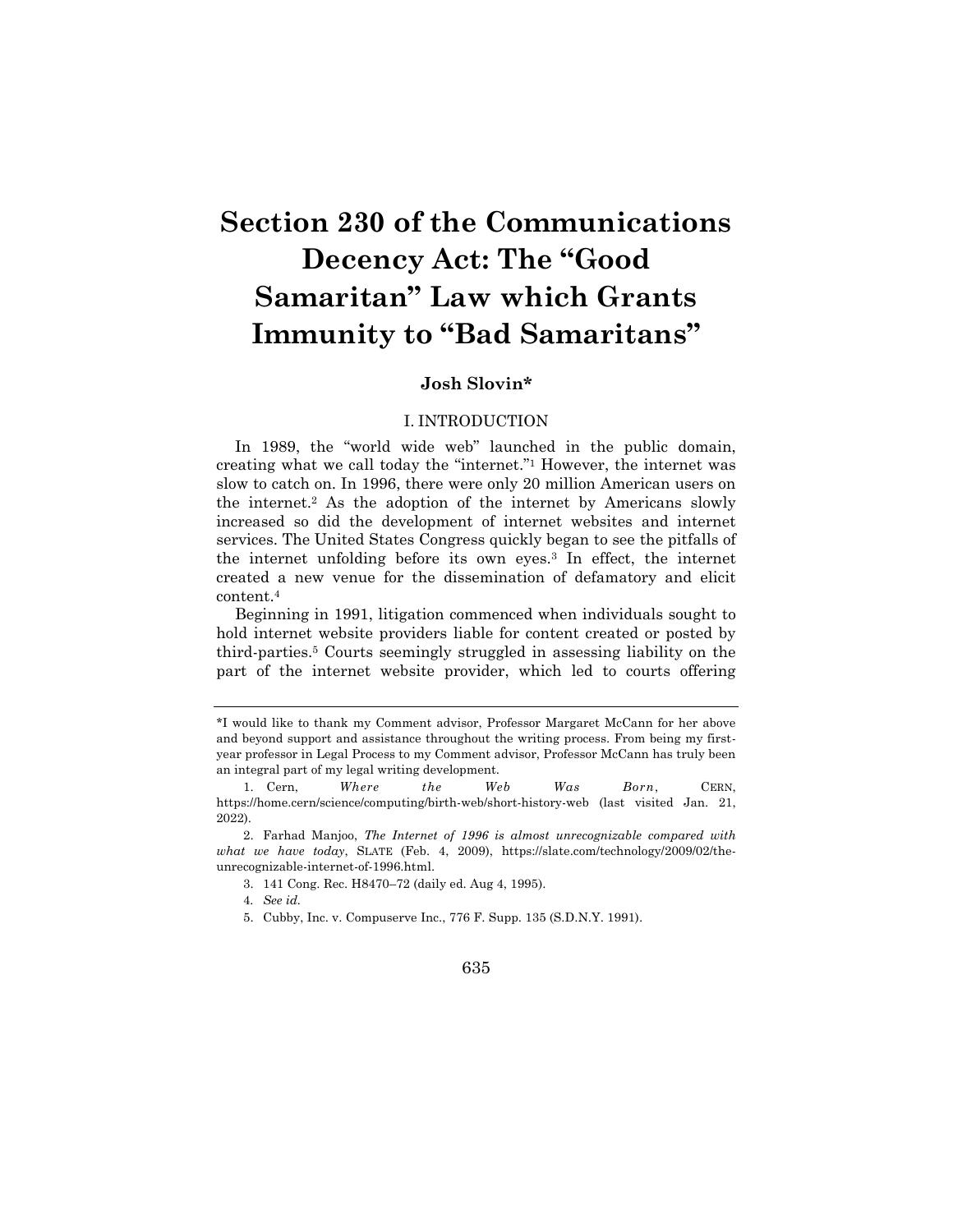# Section 230 of the Communications Decency Act: The "Good Samaritan" Law which Grants Immunity to "Bad Samaritans"

**Josh Slovin***

## I. INTRODUCTION

In 1989, the "world wide web" launched in the public domain, creating what we call today the "internet."[1] However, the internet was slow to catch on. In 1996, there were only 20 million American users on the internet.[2] As the adoption of the internet by Americans slowly increased so did the development of internet websites and internet services. The United States Congress quickly began to see the pitfalls of the internet unfolding before its own eyes.[3] In effect, the internet created a new venue for the dissemination of defamatory and elicit content.[4]

Beginning in 1991, litigation commenced when individuals sought to hold internet website providers liable for content created or posted by third-parties.[5] Courts seemingly struggled in assessing liability on the part of the internet website provider, which led to courts offering

---

*I would like to thank my Comment advisor, Professor Margaret McCann for her above and beyond support and assistance throughout the writing process. From being my first-year professor in Legal Process to my Comment advisor, Professor McCann has truly been an integral part of my legal writing development.

1. Cern, *Where the Web Was Born*, CERN, https://home.cern/science/computing/birth-web/short-history-web (last visited Jan. 21, 2022).

2. Farhad Manjoo, *The Internet of 1996 is almost unrecognizable compared with what we have today*, SLATE (Feb. 4, 2009), https://slate.com/technology/2009/02/the-unrecognizable-internet-of-1996.html.

3. 141 Cong. Rec. H8470–72 (daily ed. Aug 4, 1995).

4. *See id.*

5. Cubby, Inc. v. Compuserve Inc., 776 F. Supp. 135 (S.D.N.Y. 1991).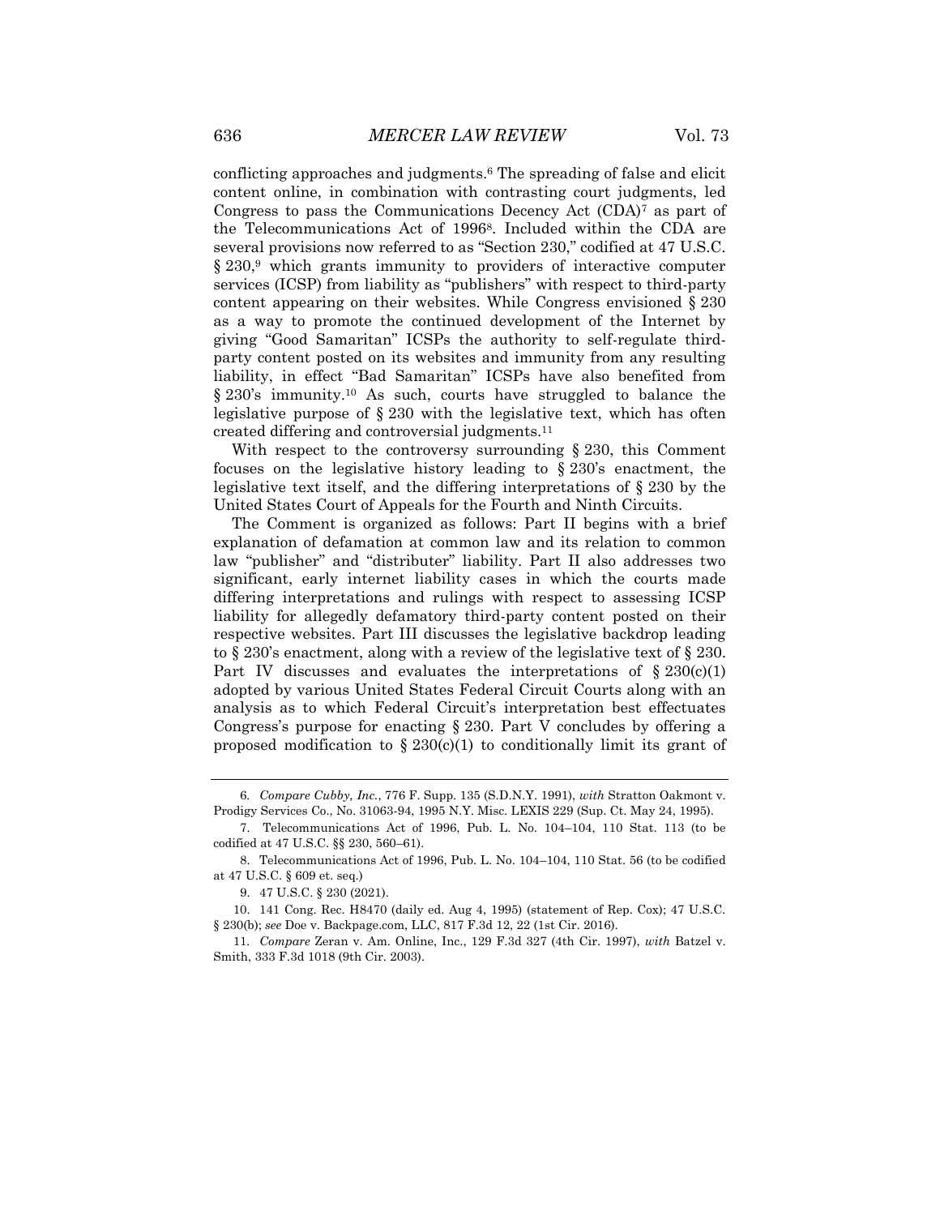conflicting approaches and judgments.[6] The spreading of false and elicit content online, in combination with contrasting court judgments, led Congress to pass the Communications Decency Act (CDA)[7] as part of the Telecommunications Act of 1996[8]. Included within the CDA are several provisions now referred to as "Section 230," codified at 47 U.S.C. § 230,[9] which grants immunity to providers of interactive computer services (ICSP) from liability as "publishers" with respect to third-party content appearing on their websites. While Congress envisioned § 230 as a way to promote the continued development of the Internet by giving "Good Samaritan" ICSPs the authority to self-regulate third-party content posted on its websites and immunity from any resulting liability, in effect "Bad Samaritan" ICSPs have also benefited from § 230's immunity.[10] As such, courts have struggled to balance the legislative purpose of § 230 with the legislative text, which has often created differing and controversial judgments.[11]

With respect to the controversy surrounding § 230, this Comment focuses on the legislative history leading to § 230's enactment, the legislative text itself, and the differing interpretations of § 230 by the United States Court of Appeals for the Fourth and Ninth Circuits.

The Comment is organized as follows: Part II begins with a brief explanation of defamation at common law and its relation to common law "publisher" and "distributer" liability. Part II also addresses two significant, early internet liability cases in which the courts made differing interpretations and rulings with respect to assessing ICSP liability for allegedly defamatory third-party content posted on their respective websites. Part III discusses the legislative backdrop leading to § 230's enactment, along with a review of the legislative text of § 230. Part IV discusses and evaluates the interpretations of § 230(c)(1) adopted by various United States Federal Circuit Courts along with an analysis as to which Federal Circuit's interpretation best effectuates Congress's purpose for enacting § 230. Part V concludes by offering a proposed modification to § 230(c)(1) to conditionally limit its grant of

---

6. *Compare Cubby, Inc.*, 776 F. Supp. 135 (S.D.N.Y. 1991), *with* Stratton Oakmont v. Prodigy Services Co., No. 31063-94, 1995 N.Y. Misc. LEXIS 229 (Sup. Ct. May 24, 1995).

7. Telecommunications Act of 1996, Pub. L. No. 104–104, 110 Stat. 113 (to be codified at 47 U.S.C. §§ 230, 560–61).

8. Telecommunications Act of 1996, Pub. L. No. 104–104, 110 Stat. 56 (to be codified at 47 U.S.C. § 609 et. seq.)

9. 47 U.S.C. § 230 (2021).

10. 141 Cong. Rec. H8470 (daily ed. Aug 4, 1995) (statement of Rep. Cox); 47 U.S.C. § 230(b); *see* Doe v. Backpage.com, LLC, 817 F.3d 12, 22 (1st Cir. 2016).

11. *Compare* Zeran v. Am. Online, Inc., 129 F.3d 327 (4th Cir. 1997), *with* Batzel v. Smith, 333 F.3d 1018 (9th Cir. 2003).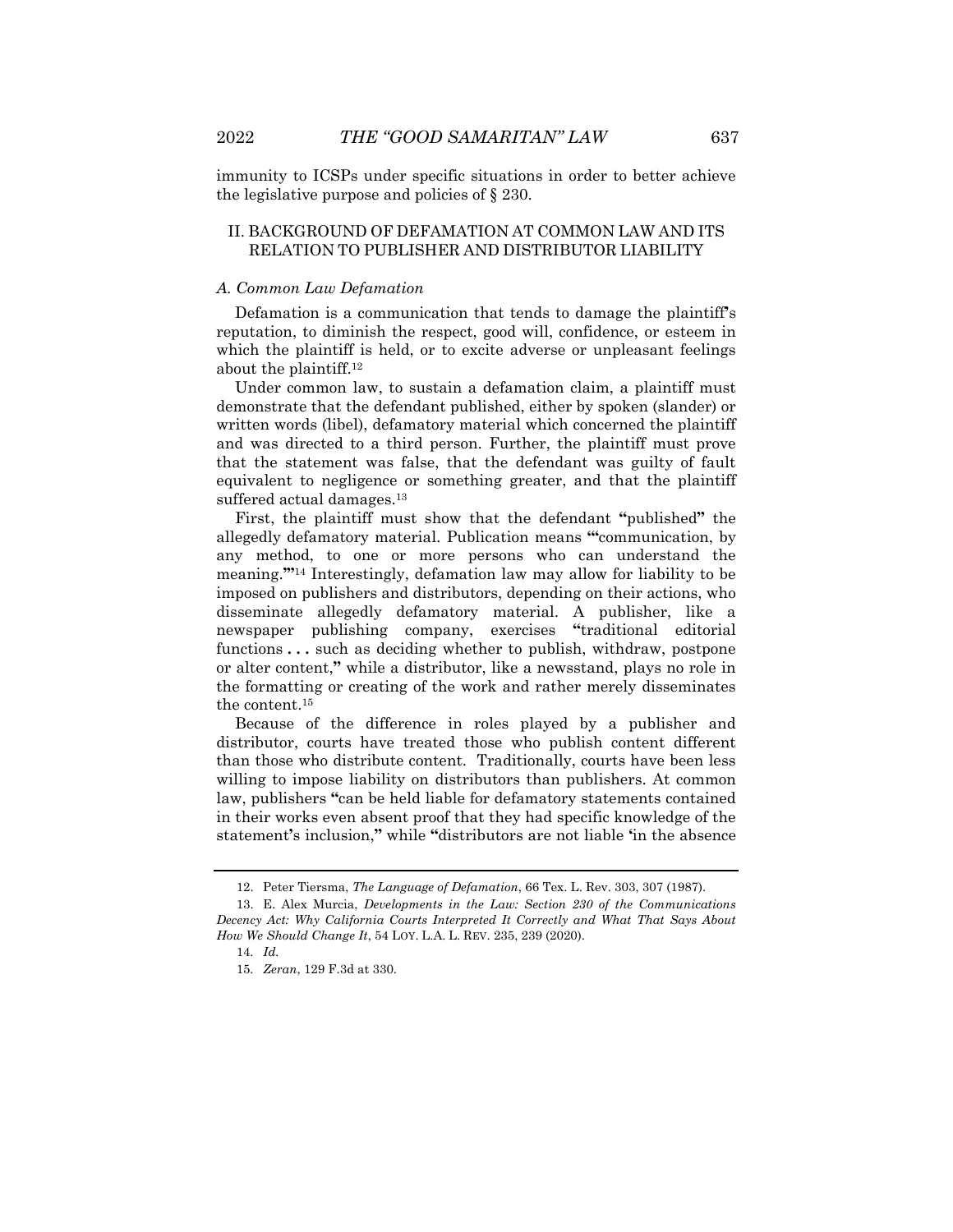immunity to ICSPs under specific situations in order to better achieve the legislative purpose and policies of § 230.

## II. BACKGROUND OF DEFAMATION AT COMMON LAW AND ITS RELATION TO PUBLISHER AND DISTRIBUTOR LIABILITY

### *A. Common Law Defamation*

Defamation is a communication that tends to damage the plaintiff's reputation, to diminish the respect, good will, confidence, or esteem in which the plaintiff is held, or to excite adverse or unpleasant feelings about the plaintiff.[12]

Under common law, to sustain a defamation claim, a plaintiff must demonstrate that the defendant published, either by spoken (slander) or written words (libel), defamatory material which concerned the plaintiff and was directed to a third person. Further, the plaintiff must prove that the statement was false, that the defendant was guilty of fault equivalent to negligence or something greater, and that the plaintiff suffered actual damages.[13]

First, the plaintiff must show that the defendant "published" the allegedly defamatory material. Publication means "'communication, by any method, to one or more persons who can understand the meaning.'"[14] Interestingly, defamation law may allow for liability to be imposed on publishers and distributors, depending on their actions, who disseminate allegedly defamatory material. A publisher, like a newspaper publishing company, exercises "traditional editorial functions . . . such as deciding whether to publish, withdraw, postpone or alter content," while a distributor, like a newsstand, plays no role in the formatting or creating of the work and rather merely disseminates the content.[15]

Because of the difference in roles played by a publisher and distributor, courts have treated those who publish content different than those who distribute content. Traditionally, courts have been less willing to impose liability on distributors than publishers. At common law, publishers "can be held liable for defamatory statements contained in their works even absent proof that they had specific knowledge of the statement's inclusion," while "distributors are not liable 'in the absence

---

12. Peter Tiersma, *The Language of Defamation*, 66 Tex. L. Rev. 303, 307 (1987).

13. E. Alex Murcia, *Developments in the Law: Section 230 of the Communications Decency Act: Why California Courts Interpreted It Correctly and What That Says About How We Should Change It*, 54 LOY. L.A. L. REV. 235, 239 (2020).

14. *Id.*

15. *Zeran*, 129 F.3d at 330.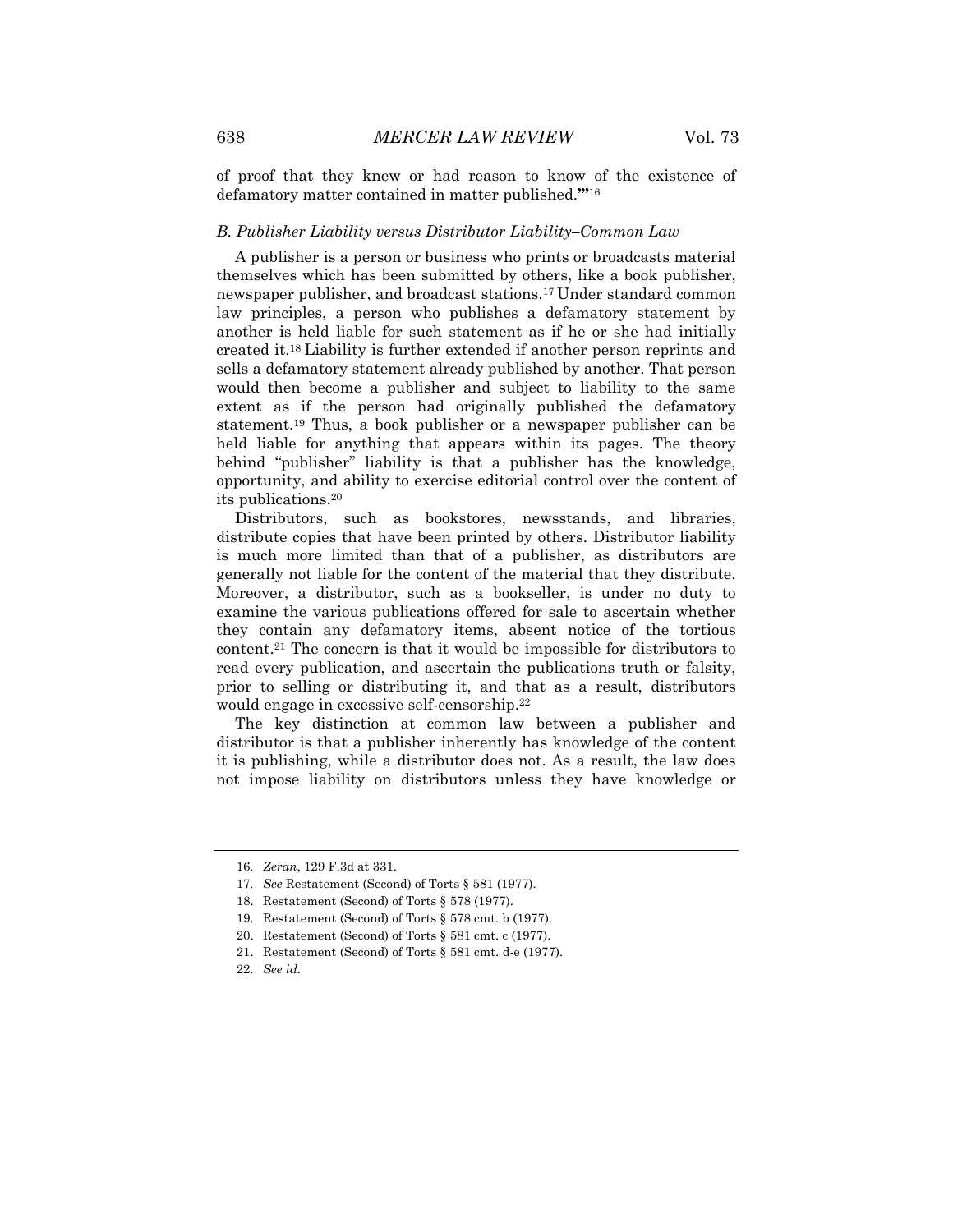of proof that they knew or had reason to know of the existence of defamatory matter contained in matter published.'"[16]

### *B. Publisher Liability versus Distributor Liability–Common Law*

A publisher is a person or business who prints or broadcasts material themselves which has been submitted by others, like a book publisher, newspaper publisher, and broadcast stations.[17] Under standard common law principles, a person who publishes a defamatory statement by another is held liable for such statement as if he or she had initially created it.[18] Liability is further extended if another person reprints and sells a defamatory statement already published by another. That person would then become a publisher and subject to liability to the same extent as if the person had originally published the defamatory statement.[19] Thus, a book publisher or a newspaper publisher can be held liable for anything that appears within its pages. The theory behind "publisher" liability is that a publisher has the knowledge, opportunity, and ability to exercise editorial control over the content of its publications.[20]

Distributors, such as bookstores, newsstands, and libraries, distribute copies that have been printed by others. Distributor liability is much more limited than that of a publisher, as distributors are generally not liable for the content of the material that they distribute. Moreover, a distributor, such as a bookseller, is under no duty to examine the various publications offered for sale to ascertain whether they contain any defamatory items, absent notice of the tortious content.[21] The concern is that it would be impossible for distributors to read every publication, and ascertain the publications truth or falsity, prior to selling or distributing it, and that as a result, distributors would engage in excessive self-censorship.[22]

The key distinction at common law between a publisher and distributor is that a publisher inherently has knowledge of the content it is publishing, while a distributor does not. As a result, the law does not impose liability on distributors unless they have knowledge or

---

16. *Zeran*, 129 F.3d at 331.
17. *See* Restatement (Second) of Torts § 581 (1977).
18. Restatement (Second) of Torts § 578 (1977).
19. Restatement (Second) of Torts § 578 cmt. b (1977).
20. Restatement (Second) of Torts § 581 cmt. c (1977).
21. Restatement (Second) of Torts § 581 cmt. d-e (1977).
22. *See id.*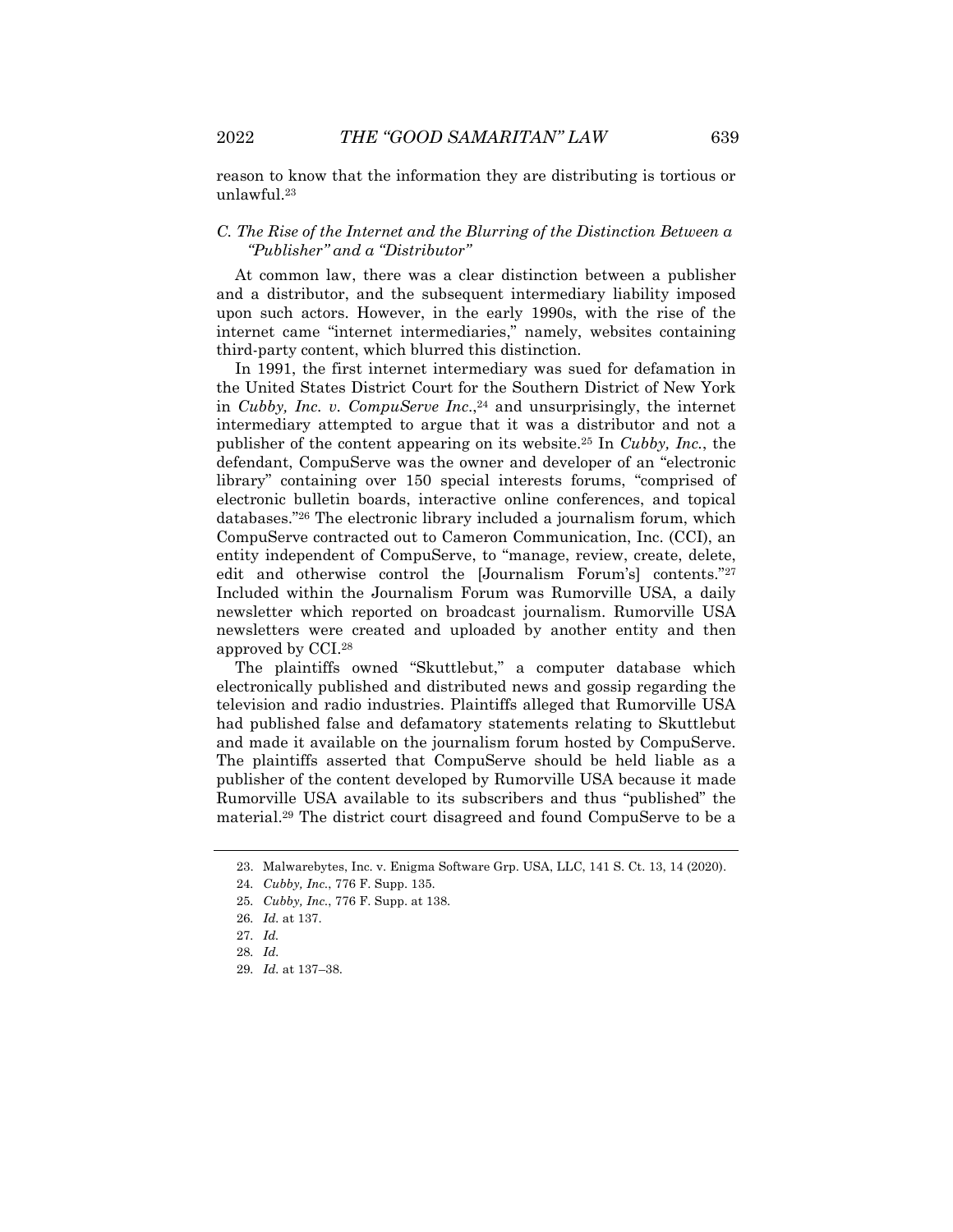reason to know that the information they are distributing is tortious or unlawful.[23]

### *C. The Rise of the Internet and the Blurring of the Distinction Between a "Publisher" and a "Distributor"*

At common law, there was a clear distinction between a publisher and a distributor, and the subsequent intermediary liability imposed upon such actors. However, in the early 1990s, with the rise of the internet came "internet intermediaries," namely, websites containing third-party content, which blurred this distinction.

In 1991, the first internet intermediary was sued for defamation in the United States District Court for the Southern District of New York in *Cubby, Inc. v. CompuServe Inc.*,[24] and unsurprisingly, the internet intermediary attempted to argue that it was a distributor and not a publisher of the content appearing on its website.[25] In *Cubby, Inc.*, the defendant, CompuServe was the owner and developer of an "electronic library" containing over 150 special interests forums, "comprised of electronic bulletin boards, interactive online conferences, and topical databases."[26] The electronic library included a journalism forum, which CompuServe contracted out to Cameron Communication, Inc. (CCI), an entity independent of CompuServe, to "manage, review, create, delete, edit and otherwise control the [Journalism Forum's] contents."[27] Included within the Journalism Forum was Rumorville USA, a daily newsletter which reported on broadcast journalism. Rumorville USA newsletters were created and uploaded by another entity and then approved by CCI.[28]

The plaintiffs owned "Skuttlebut," a computer database which electronically published and distributed news and gossip regarding the television and radio industries. Plaintiffs alleged that Rumorville USA had published false and defamatory statements relating to Skuttlebut and made it available on the journalism forum hosted by CompuServe. The plaintiffs asserted that CompuServe should be held liable as a publisher of the content developed by Rumorville USA because it made Rumorville USA available to its subscribers and thus "published" the material.[29] The district court disagreed and found CompuServe to be a

---

23. Malwarebytes, Inc. v. Enigma Software Grp. USA, LLC, 141 S. Ct. 13, 14 (2020).

24. *Cubby, Inc.*, 776 F. Supp. 135.

25. *Cubby, Inc.*, 776 F. Supp. at 138.

26. *Id.* at 137.

27. *Id.*

28. *Id.*

29. *Id.* at 137–38.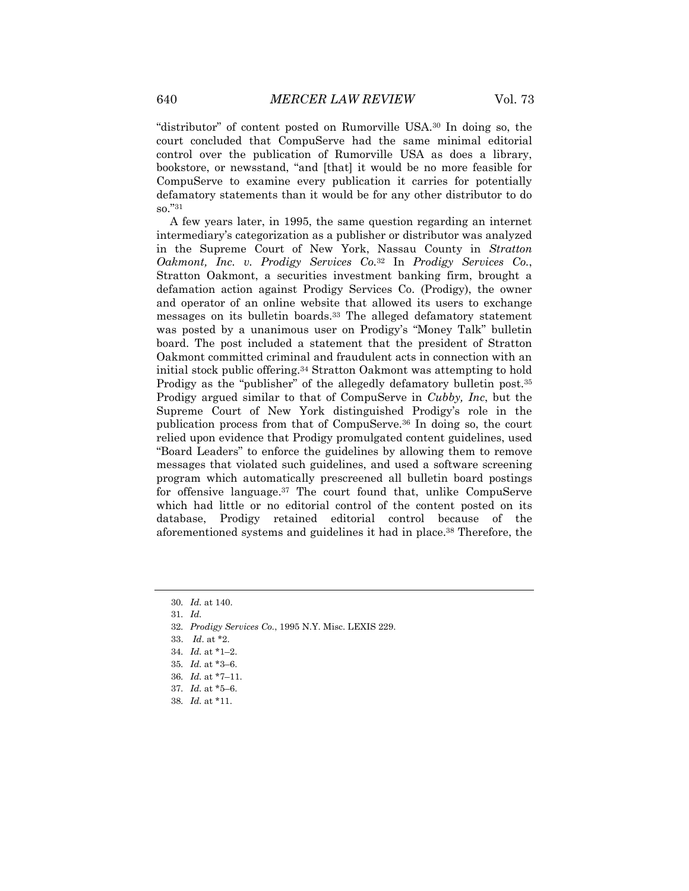"distributor" of content posted on Rumorville USA.[30] In doing so, the court concluded that CompuServe had the same minimal editorial control over the publication of Rumorville USA as does a library, bookstore, or newsstand, "and [that] it would be no more feasible for CompuServe to examine every publication it carries for potentially defamatory statements than it would be for any other distributor to do so."[31]

A few years later, in 1995, the same question regarding an internet intermediary's categorization as a publisher or distributor was analyzed in the Supreme Court of New York, Nassau County in *Stratton Oakmont, Inc. v. Prodigy Services Co.*[32] In *Prodigy Services Co.*, Stratton Oakmont, a securities investment banking firm, brought a defamation action against Prodigy Services Co. (Prodigy), the owner and operator of an online website that allowed its users to exchange messages on its bulletin boards.[33] The alleged defamatory statement was posted by a unanimous user on Prodigy's "Money Talk" bulletin board. The post included a statement that the president of Stratton Oakmont committed criminal and fraudulent acts in connection with an initial stock public offering.[34] Stratton Oakmont was attempting to hold Prodigy as the "publisher" of the allegedly defamatory bulletin post.[35] Prodigy argued similar to that of CompuServe in *Cubby, Inc*, but the Supreme Court of New York distinguished Prodigy's role in the publication process from that of CompuServe.[36] In doing so, the court relied upon evidence that Prodigy promulgated content guidelines, used "Board Leaders" to enforce the guidelines by allowing them to remove messages that violated such guidelines, and used a software screening program which automatically prescreened all bulletin board postings for offensive language.[37] The court found that, unlike CompuServe which had little or no editorial control of the content posted on its database, Prodigy retained editorial control because of the aforementioned systems and guidelines it had in place.[38] Therefore, the

---

30. *Id.* at 140.
31. *Id.*
32. *Prodigy Services Co.*, 1995 N.Y. Misc. LEXIS 229.
33. *Id*. at *2.
34. *Id.* at *1–2.
35. *Id.* at *3–6.
36. *Id.* at *7–11.
37. *Id.* at *5–6.
38. *Id.* at *11.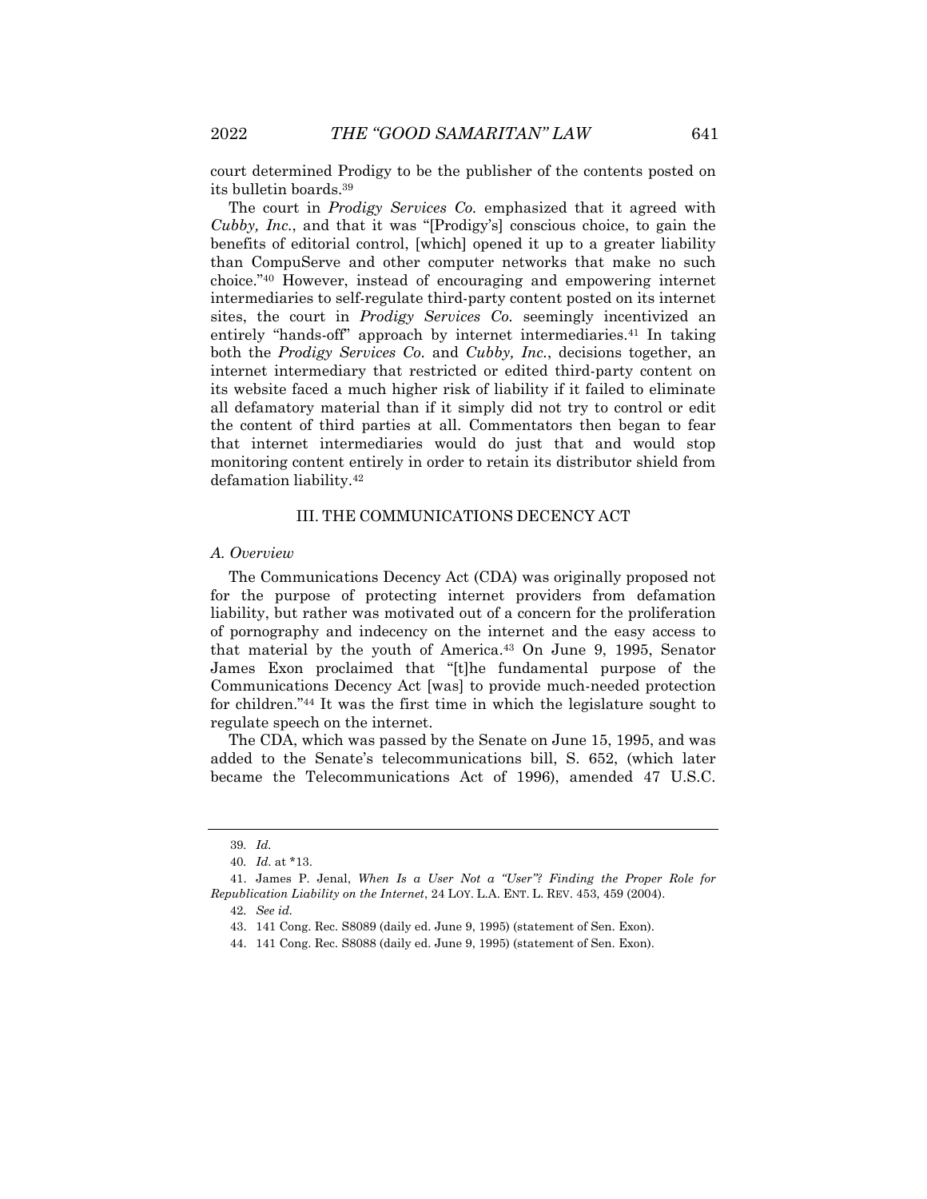court determined Prodigy to be the publisher of the contents posted on its bulletin boards.[39]

The court in *Prodigy Services Co.* emphasized that it agreed with *Cubby, Inc.*, and that it was "[Prodigy's] conscious choice, to gain the benefits of editorial control, [which] opened it up to a greater liability than CompuServe and other computer networks that make no such choice."[40] However, instead of encouraging and empowering internet intermediaries to self-regulate third-party content posted on its internet sites, the court in *Prodigy Services Co.* seemingly incentivized an entirely "hands-off" approach by internet intermediaries.[41] In taking both the *Prodigy Services Co.* and *Cubby, Inc.*, decisions together, an internet intermediary that restricted or edited third-party content on its website faced a much higher risk of liability if it failed to eliminate all defamatory material than if it simply did not try to control or edit the content of third parties at all. Commentators then began to fear that internet intermediaries would do just that and would stop monitoring content entirely in order to retain its distributor shield from defamation liability.[42]

## III. THE COMMUNICATIONS DECENCY ACT

### *A. Overview*

The Communications Decency Act (CDA) was originally proposed not for the purpose of protecting internet providers from defamation liability, but rather was motivated out of a concern for the proliferation of pornography and indecency on the internet and the easy access to that material by the youth of America.[43] On June 9, 1995, Senator James Exon proclaimed that "[t]he fundamental purpose of the Communications Decency Act [was] to provide much-needed protection for children."[44] It was the first time in which the legislature sought to regulate speech on the internet.

The CDA, which was passed by the Senate on June 15, 1995, and was added to the Senate's telecommunications bill, S. 652, (which later became the Telecommunications Act of 1996), amended 47 U.S.C.

---

39. *Id.*

40. *Id.* at *13.

41. James P. Jenal, *When Is a User Not a "User"? Finding the Proper Role for Republication Liability on the Internet*, 24 LOY. L.A. ENT. L. REV. 453, 459 (2004).

42. *See id.*

43. 141 Cong. Rec. S8089 (daily ed. June 9, 1995) (statement of Sen. Exon).

44. 141 Cong. Rec. S8088 (daily ed. June 9, 1995) (statement of Sen. Exon).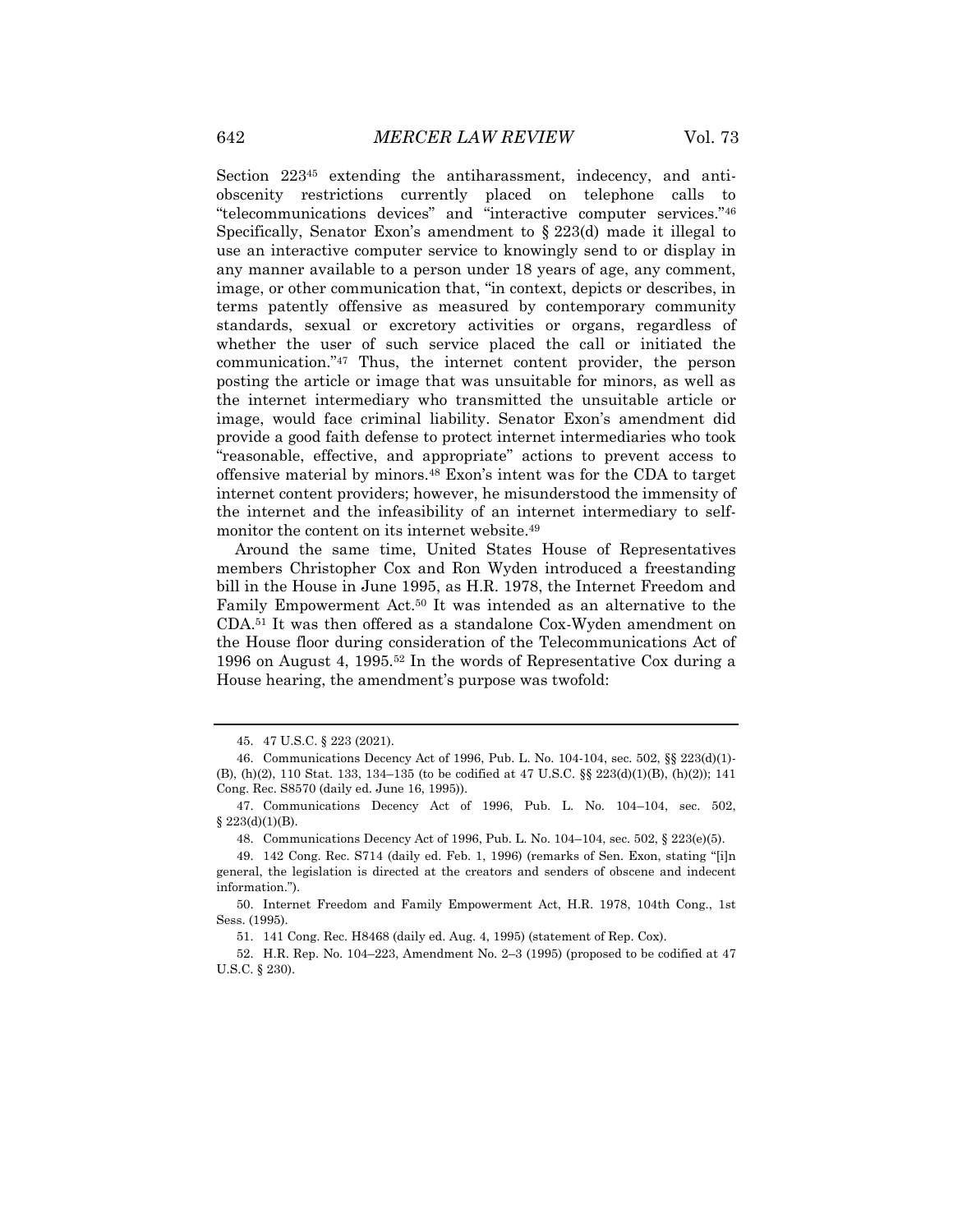Section 223[45] extending the antiharassment, indecency, and anti-obscenity restrictions currently placed on telephone calls to "telecommunications devices" and "interactive computer services."[46] Specifically, Senator Exon's amendment to § 223(d) made it illegal to use an interactive computer service to knowingly send to or display in any manner available to a person under 18 years of age, any comment, image, or other communication that, "in context, depicts or describes, in terms patently offensive as measured by contemporary community standards, sexual or excretory activities or organs, regardless of whether the user of such service placed the call or initiated the communication."[47] Thus, the internet content provider, the person posting the article or image that was unsuitable for minors, as well as the internet intermediary who transmitted the unsuitable article or image, would face criminal liability. Senator Exon's amendment did provide a good faith defense to protect internet intermediaries who took "reasonable, effective, and appropriate" actions to prevent access to offensive material by minors.[48] Exon's intent was for the CDA to target internet content providers; however, he misunderstood the immensity of the internet and the infeasibility of an internet intermediary to self-monitor the content on its internet website.[49]

Around the same time, United States House of Representatives members Christopher Cox and Ron Wyden introduced a freestanding bill in the House in June 1995, as H.R. 1978, the Internet Freedom and Family Empowerment Act.[50] It was intended as an alternative to the CDA.[51] It was then offered as a standalone Cox-Wyden amendment on the House floor during consideration of the Telecommunications Act of 1996 on August 4, 1995.[52] In the words of Representative Cox during a House hearing, the amendment's purpose was twofold:

---

45. 47 U.S.C. § 223 (2021).

46. Communications Decency Act of 1996, Pub. L. No. 104-104, sec. 502, §§ 223(d)(1)-(B), (h)(2), 110 Stat. 133, 134–135 (to be codified at 47 U.S.C. §§ 223(d)(1)(B), (h)(2)); 141 Cong. Rec. S8570 (daily ed. June 16, 1995)).

47. Communications Decency Act of 1996, Pub. L. No. 104–104, sec. 502, § 223(d)(1)(B).

48. Communications Decency Act of 1996, Pub. L. No. 104–104, sec. 502, § 223(e)(5).

49. 142 Cong. Rec. S714 (daily ed. Feb. 1, 1996) (remarks of Sen. Exon, stating "[i]n general, the legislation is directed at the creators and senders of obscene and indecent information.").

50. Internet Freedom and Family Empowerment Act, H.R. 1978, 104th Cong., 1st Sess. (1995).

51. 141 Cong. Rec. H8468 (daily ed. Aug. 4, 1995) (statement of Rep. Cox).

52. H.R. Rep. No. 104–223, Amendment No. 2–3 (1995) (proposed to be codified at 47 U.S.C. § 230).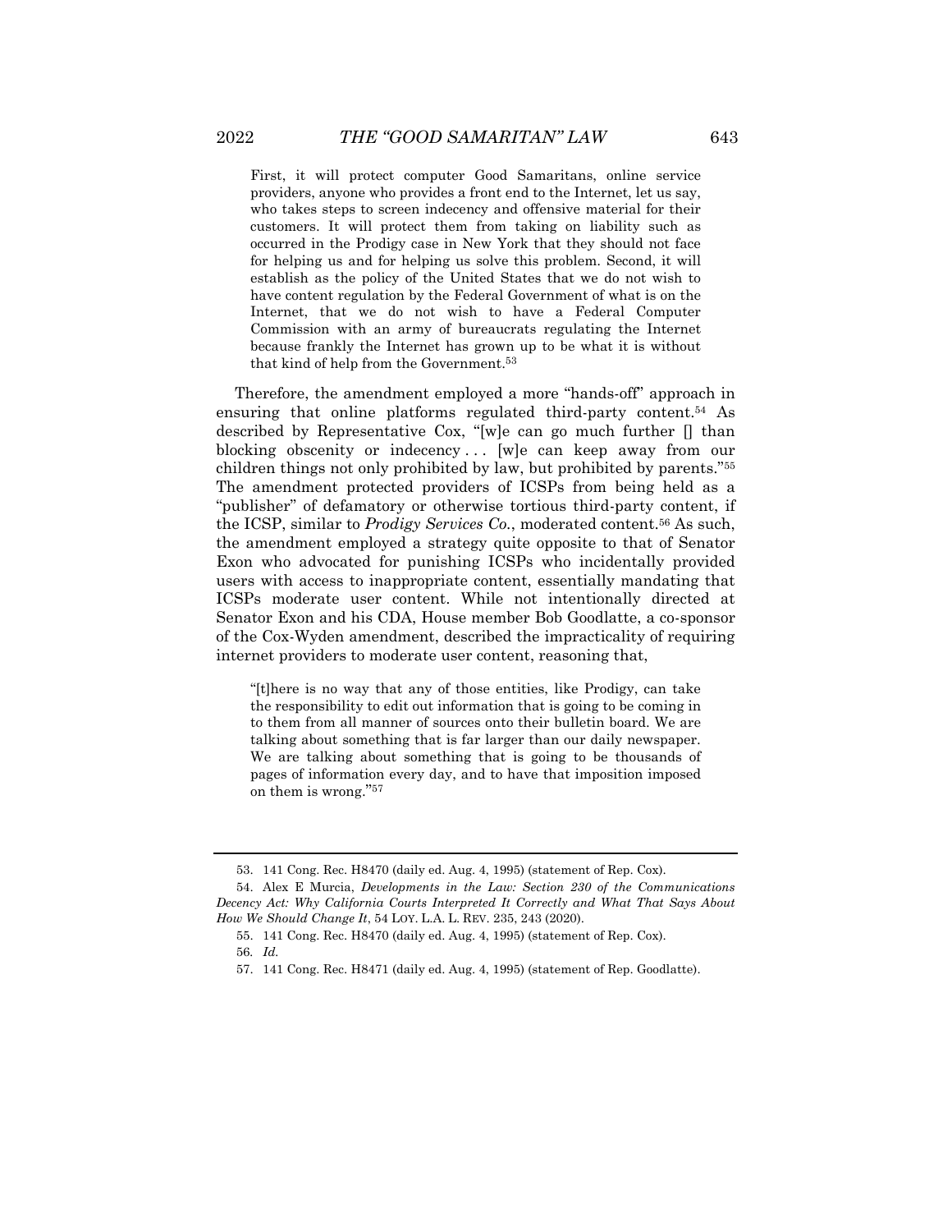> First, it will protect computer Good Samaritans, online service providers, anyone who provides a front end to the Internet, let us say, who takes steps to screen indecency and offensive material for their customers. It will protect them from taking on liability such as occurred in the Prodigy case in New York that they should not face for helping us and for helping us solve this problem. Second, it will establish as the policy of the United States that we do not wish to have content regulation by the Federal Government of what is on the Internet, that we do not wish to have a Federal Computer Commission with an army of bureaucrats regulating the Internet because frankly the Internet has grown up to be what it is without that kind of help from the Government.[53]

Therefore, the amendment employed a more "hands-off" approach in ensuring that online platforms regulated third-party content.[54] As described by Representative Cox, "[w]e can go much further [] than blocking obscenity or indecency . . . [w]e can keep away from our children things not only prohibited by law, but prohibited by parents."[55] The amendment protected providers of ICSPs from being held as a "publisher" of defamatory or otherwise tortious third-party content, if the ICSP, similar to *Prodigy Services Co.*, moderated content.[56] As such, the amendment employed a strategy quite opposite to that of Senator Exon who advocated for punishing ICSPs who incidentally provided users with access to inappropriate content, essentially mandating that ICSPs moderate user content. While not intentionally directed at Senator Exon and his CDA, House member Bob Goodlatte, a co-sponsor of the Cox-Wyden amendment, described the impracticality of requiring internet providers to moderate user content, reasoning that,

> "[t]here is no way that any of those entities, like Prodigy, can take the responsibility to edit out information that is going to be coming in to them from all manner of sources onto their bulletin board. We are talking about something that is far larger than our daily newspaper. We are talking about something that is going to be thousands of pages of information every day, and to have that imposition imposed on them is wrong."[57]

---

53. 141 Cong. Rec. H8470 (daily ed. Aug. 4, 1995) (statement of Rep. Cox).

54. Alex E Murcia, *Developments in the Law: Section 230 of the Communications Decency Act: Why California Courts Interpreted It Correctly and What That Says About How We Should Change It*, 54 LOY. L.A. L. REV. 235, 243 (2020).

55. 141 Cong. Rec. H8470 (daily ed. Aug. 4, 1995) (statement of Rep. Cox).

56. *Id.*

57. 141 Cong. Rec. H8471 (daily ed. Aug. 4, 1995) (statement of Rep. Goodlatte).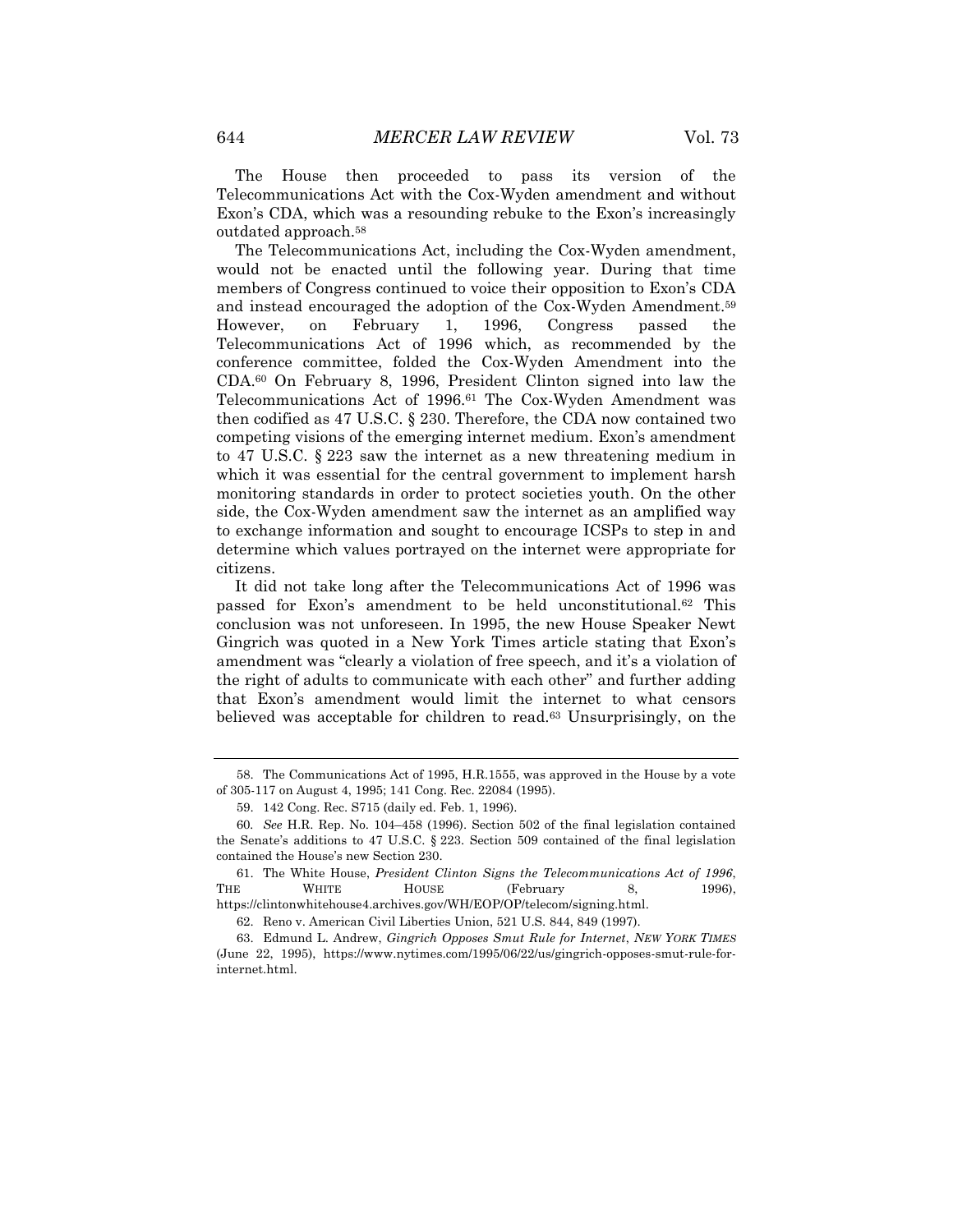The House then proceeded to pass its version of the Telecommunications Act with the Cox-Wyden amendment and without Exon's CDA, which was a resounding rebuke to the Exon's increasingly outdated approach.[58]

The Telecommunications Act, including the Cox-Wyden amendment, would not be enacted until the following year. During that time members of Congress continued to voice their opposition to Exon's CDA and instead encouraged the adoption of the Cox-Wyden Amendment.[59] However, on February 1, 1996, Congress passed the Telecommunications Act of 1996 which, as recommended by the conference committee, folded the Cox-Wyden Amendment into the CDA.[60] On February 8, 1996, President Clinton signed into law the Telecommunications Act of 1996.[61] The Cox-Wyden Amendment was then codified as 47 U.S.C. § 230. Therefore, the CDA now contained two competing visions of the emerging internet medium. Exon's amendment to 47 U.S.C. § 223 saw the internet as a new threatening medium in which it was essential for the central government to implement harsh monitoring standards in order to protect societies youth. On the other side, the Cox-Wyden amendment saw the internet as an amplified way to exchange information and sought to encourage ICSPs to step in and determine which values portrayed on the internet were appropriate for citizens.

It did not take long after the Telecommunications Act of 1996 was passed for Exon's amendment to be held unconstitutional.[62] This conclusion was not unforeseen. In 1995, the new House Speaker Newt Gingrich was quoted in a New York Times article stating that Exon's amendment was "clearly a violation of free speech, and it's a violation of the right of adults to communicate with each other" and further adding that Exon's amendment would limit the internet to what censors believed was acceptable for children to read.[63] Unsurprisingly, on the

---

58. The Communications Act of 1995, H.R.1555, was approved in the House by a vote of 305-117 on August 4, 1995; 141 Cong. Rec. 22084 (1995).

59. 142 Cong. Rec. S715 (daily ed. Feb. 1, 1996).

60. *See* H.R. Rep. No. 104–458 (1996). Section 502 of the final legislation contained the Senate's additions to 47 U.S.C. § 223. Section 509 contained of the final legislation contained the House's new Section 230.

61. The White House, *President Clinton Signs the Telecommunications Act of 1996*, THE WHITE HOUSE (February 8, 1996), https://clintonwhitehouse4.archives.gov/WH/EOP/OP/telecom/signing.html.

62. Reno v. American Civil Liberties Union, 521 U.S. 844, 849 (1997).

63. Edmund L. Andrew, *Gingrich Opposes Smut Rule for Internet*, *NEW YORK TIMES* (June 22, 1995), https://www.nytimes.com/1995/06/22/us/gingrich-opposes-smut-rule-for-internet.html.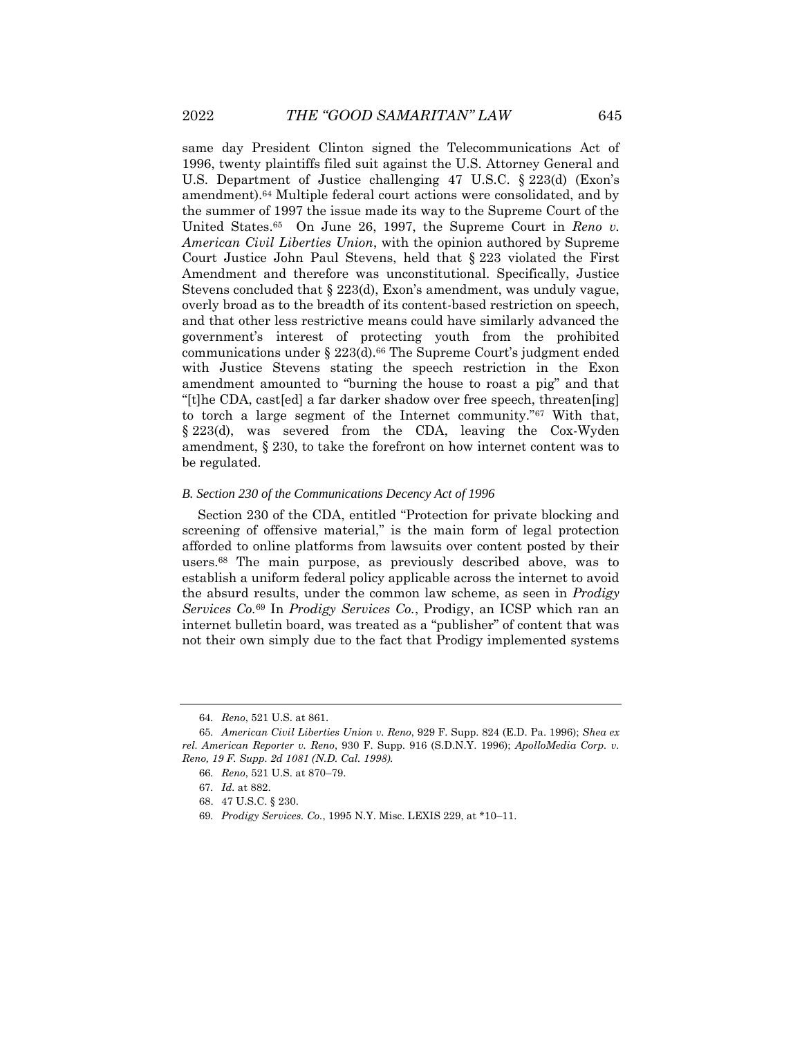same day President Clinton signed the Telecommunications Act of 1996, twenty plaintiffs filed suit against the U.S. Attorney General and U.S. Department of Justice challenging 47 U.S.C. § 223(d) (Exon's amendment).[64] Multiple federal court actions were consolidated, and by the summer of 1997 the issue made its way to the Supreme Court of the United States.[65] On June 26, 1997, the Supreme Court in *Reno v. American Civil Liberties Union*, with the opinion authored by Supreme Court Justice John Paul Stevens, held that § 223 violated the First Amendment and therefore was unconstitutional. Specifically, Justice Stevens concluded that § 223(d), Exon's amendment, was unduly vague, overly broad as to the breadth of its content-based restriction on speech, and that other less restrictive means could have similarly advanced the government's interest of protecting youth from the prohibited communications under § 223(d).[66] The Supreme Court's judgment ended with Justice Stevens stating the speech restriction in the Exon amendment amounted to "burning the house to roast a pig" and that "[t]he CDA, cast[ed] a far darker shadow over free speech, threaten[ing] to torch a large segment of the Internet community."[67] With that, § 223(d), was severed from the CDA, leaving the Cox-Wyden amendment, § 230, to take the forefront on how internet content was to be regulated.

### B. Section 230 of the Communications Decency Act of 1996

Section 230 of the CDA, entitled "Protection for private blocking and screening of offensive material," is the main form of legal protection afforded to online platforms from lawsuits over content posted by their users.[68] The main purpose, as previously described above, was to establish a uniform federal policy applicable across the internet to avoid the absurd results, under the common law scheme, as seen in *Prodigy Services Co.*[69] In *Prodigy Services Co.*, Prodigy, an ICSP which ran an internet bulletin board, was treated as a "publisher" of content that was not their own simply due to the fact that Prodigy implemented systems

---

64. *Reno*, 521 U.S. at 861.

65. *American Civil Liberties Union v. Reno*, 929 F. Supp. 824 (E.D. Pa. 1996); *Shea ex rel. American Reporter v. Reno*, 930 F. Supp. 916 (S.D.N.Y. 1996); *ApolloMedia Corp. v. Reno, 19 F. Supp. 2d 1081 (N.D. Cal. 1998).*

66. *Reno*, 521 U.S. at 870–79.

67. *Id.* at 882.

68. 47 U.S.C. § 230.

69. *Prodigy Services. Co.*, 1995 N.Y. Misc. LEXIS 229, at *10–11.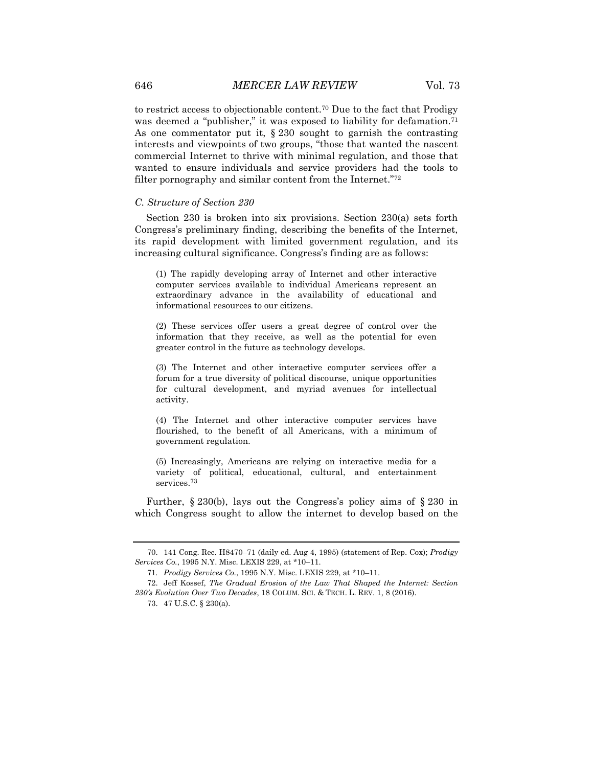to restrict access to objectionable content.[70] Due to the fact that Prodigy was deemed a "publisher," it was exposed to liability for defamation.[71] As one commentator put it, § 230 sought to garnish the contrasting interests and viewpoints of two groups, "those that wanted the nascent commercial Internet to thrive with minimal regulation, and those that wanted to ensure individuals and service providers had the tools to filter pornography and similar content from the Internet."[72]

### *C. Structure of Section 230*

Section 230 is broken into six provisions. Section 230(a) sets forth Congress's preliminary finding, describing the benefits of the Internet, its rapid development with limited government regulation, and its increasing cultural significance. Congress's finding are as follows:

> (1) The rapidly developing array of Internet and other interactive computer services available to individual Americans represent an extraordinary advance in the availability of educational and informational resources to our citizens.
>
> (2) These services offer users a great degree of control over the information that they receive, as well as the potential for even greater control in the future as technology develops.
>
> (3) The Internet and other interactive computer services offer a forum for a true diversity of political discourse, unique opportunities for cultural development, and myriad avenues for intellectual activity.
>
> (4) The Internet and other interactive computer services have flourished, to the benefit of all Americans, with a minimum of government regulation.
>
> (5) Increasingly, Americans are relying on interactive media for a variety of political, educational, cultural, and entertainment services.[73]

Further, § 230(b), lays out the Congress's policy aims of § 230 in which Congress sought to allow the internet to develop based on the

---

70. 141 Cong. Rec. H8470–71 (daily ed. Aug 4, 1995) (statement of Rep. Cox); *Prodigy Services Co.*, 1995 N.Y. Misc. LEXIS 229, at *10–11.

71. *Prodigy Services Co.*, 1995 N.Y. Misc. LEXIS 229, at *10–11.

72. Jeff Kossef, *The Gradual Erosion of the Law That Shaped the Internet: Section 230's Evolution Over Two Decades*, 18 COLUM. SCI. & TECH. L. REV. 1, 8 (2016).

73. 47 U.S.C. § 230(a).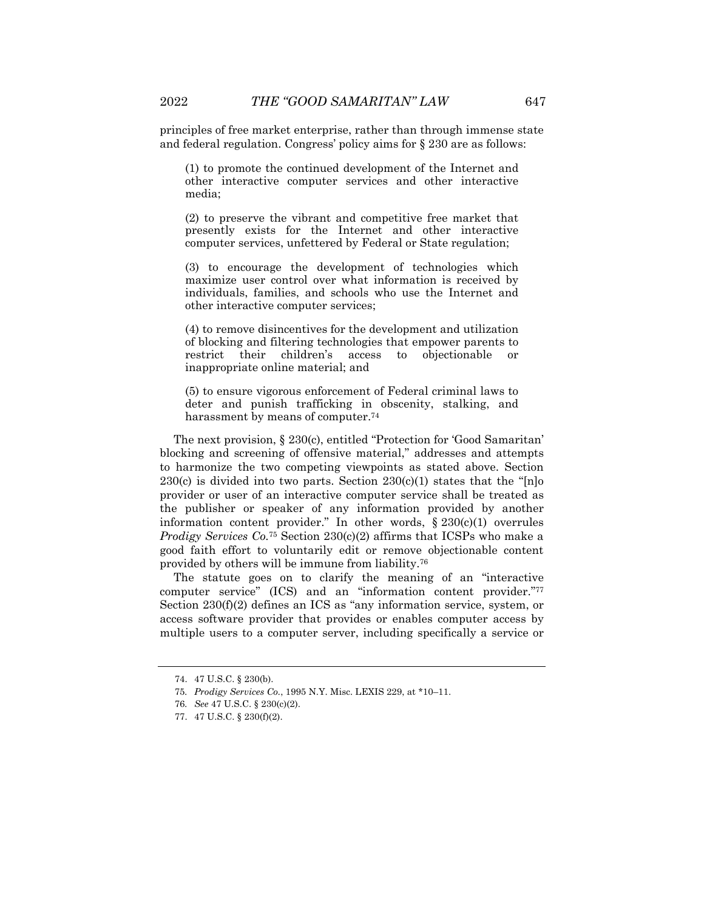principles of free market enterprise, rather than through immense state and federal regulation. Congress' policy aims for § 230 are as follows:

> (1) to promote the continued development of the Internet and other interactive computer services and other interactive media;
>
> (2) to preserve the vibrant and competitive free market that presently exists for the Internet and other interactive computer services, unfettered by Federal or State regulation;
>
> (3) to encourage the development of technologies which maximize user control over what information is received by individuals, families, and schools who use the Internet and other interactive computer services;
>
> (4) to remove disincentives for the development and utilization of blocking and filtering technologies that empower parents to restrict their children's access to objectionable or inappropriate online material; and
>
> (5) to ensure vigorous enforcement of Federal criminal laws to deter and punish trafficking in obscenity, stalking, and harassment by means of computer.[74]

The next provision, § 230(c), entitled "Protection for 'Good Samaritan' blocking and screening of offensive material," addresses and attempts to harmonize the two competing viewpoints as stated above. Section 230(c) is divided into two parts. Section 230(c)(1) states that the "[n]o provider or user of an interactive computer service shall be treated as the publisher or speaker of any information provided by another information content provider." In other words, § 230(c)(1) overrules *Prodigy Services Co.*[75] Section 230(c)(2) affirms that ICSPs who make a good faith effort to voluntarily edit or remove objectionable content provided by others will be immune from liability.[76]

The statute goes on to clarify the meaning of an "interactive computer service" (ICS) and an "information content provider."[77] Section 230(f)(2) defines an ICS as "any information service, system, or access software provider that provides or enables computer access by multiple users to a computer server, including specifically a service or

---

74. 47 U.S.C. § 230(b).

75. *Prodigy Services Co.*, 1995 N.Y. Misc. LEXIS 229, at *10–11.

76. *See* 47 U.S.C. § 230(c)(2).

77. 47 U.S.C. § 230(f)(2).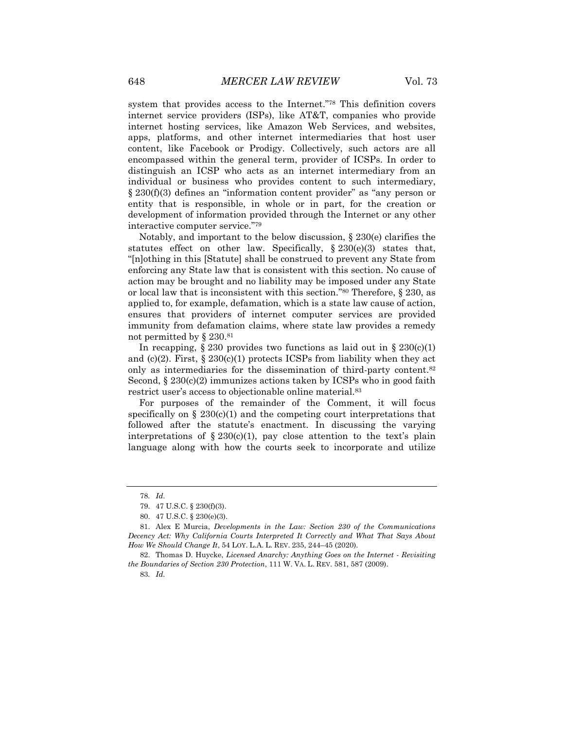system that provides access to the Internet."[78] This definition covers internet service providers (ISPs), like AT&T, companies who provide internet hosting services, like Amazon Web Services, and websites, apps, platforms, and other internet intermediaries that host user content, like Facebook or Prodigy. Collectively, such actors are all encompassed within the general term, provider of ICSPs. In order to distinguish an ICSP who acts as an internet intermediary from an individual or business who provides content to such intermediary, § 230(f)(3) defines an "information content provider" as "any person or entity that is responsible, in whole or in part, for the creation or development of information provided through the Internet or any other interactive computer service."[79]

Notably, and important to the below discussion, § 230(e) clarifies the statutes effect on other law. Specifically, § 230(e)(3) states that, "[n]othing in this [Statute] shall be construed to prevent any State from enforcing any State law that is consistent with this section. No cause of action may be brought and no liability may be imposed under any State or local law that is inconsistent with this section."[80] Therefore, § 230, as applied to, for example, defamation, which is a state law cause of action, ensures that providers of internet computer services are provided immunity from defamation claims, where state law provides a remedy not permitted by § 230.[81]

In recapping, § 230 provides two functions as laid out in § 230(c)(1) and (c)(2). First, § 230(c)(1) protects ICSPs from liability when they act only as intermediaries for the dissemination of third-party content.[82] Second, § 230(c)(2) immunizes actions taken by ICSPs who in good faith restrict user's access to objectionable online material.[83]

For purposes of the remainder of the Comment, it will focus specifically on § 230(c)(1) and the competing court interpretations that followed after the statute's enactment. In discussing the varying interpretations of § 230(c)(1), pay close attention to the text's plain language along with how the courts seek to incorporate and utilize

---

78. *Id.*

79. 47 U.S.C. § 230(f)(3).

80. 47 U.S.C. § 230(e)(3).

81. Alex E Murcia, *Developments in the Law: Section 230 of the Communications Decency Act: Why California Courts Interpreted It Correctly and What That Says About How We Should Change It*, 54 LOY. L.A. L. REV. 235, 244–45 (2020).

82. Thomas D. Huycke, *Licensed Anarchy: Anything Goes on the Internet - Revisiting the Boundaries of Section 230 Protection*, 111 W. VA. L. REV. 581, 587 (2009).

83. *Id.*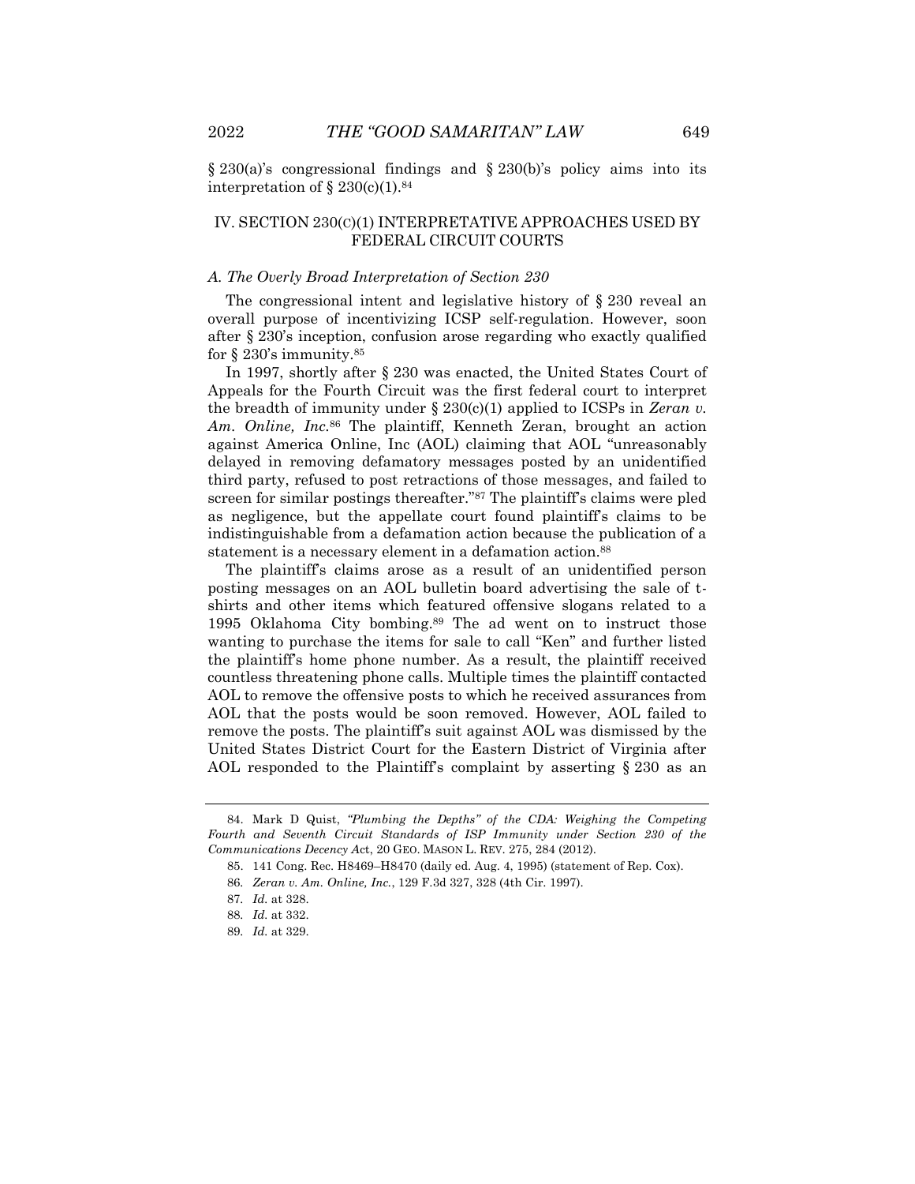§ 230(a)'s congressional findings and § 230(b)'s policy aims into its interpretation of § 230(c)(1).[84]

## IV. SECTION 230(C)(1) INTERPRETATIVE APPROACHES USED BY FEDERAL CIRCUIT COURTS

### *A. The Overly Broad Interpretation of Section 230*

The congressional intent and legislative history of § 230 reveal an overall purpose of incentivizing ICSP self-regulation. However, soon after § 230's inception, confusion arose regarding who exactly qualified for § 230's immunity.[85]

In 1997, shortly after § 230 was enacted, the United States Court of Appeals for the Fourth Circuit was the first federal court to interpret the breadth of immunity under § 230(c)(1) applied to ICSPs in *Zeran v. Am. Online, Inc.*[86] The plaintiff, Kenneth Zeran, brought an action against America Online, Inc (AOL) claiming that AOL "unreasonably delayed in removing defamatory messages posted by an unidentified third party, refused to post retractions of those messages, and failed to screen for similar postings thereafter."[87] The plaintiff's claims were pled as negligence, but the appellate court found plaintiff's claims to be indistinguishable from a defamation action because the publication of a statement is a necessary element in a defamation action.[88]

The plaintiff's claims arose as a result of an unidentified person posting messages on an AOL bulletin board advertising the sale of t-shirts and other items which featured offensive slogans related to a 1995 Oklahoma City bombing.[89] The ad went on to instruct those wanting to purchase the items for sale to call "Ken" and further listed the plaintiff's home phone number. As a result, the plaintiff received countless threatening phone calls. Multiple times the plaintiff contacted AOL to remove the offensive posts to which he received assurances from AOL that the posts would be soon removed. However, AOL failed to remove the posts. The plaintiff's suit against AOL was dismissed by the United States District Court for the Eastern District of Virginia after AOL responded to the Plaintiff's complaint by asserting § 230 as an

---

84. Mark D Quist, *"Plumbing the Depths" of the CDA: Weighing the Competing Fourth and Seventh Circuit Standards of ISP Immunity under Section 230 of the Communications Decency Ac*t, 20 GEO. MASON L. REV. 275, 284 (2012).

85. 141 Cong. Rec. H8469–H8470 (daily ed. Aug. 4, 1995) (statement of Rep. Cox).

86. *Zeran v. Am. Online, Inc.*, 129 F.3d 327, 328 (4th Cir. 1997).

87. *Id.* at 328.

88. *Id.* at 332.

89. *Id.* at 329.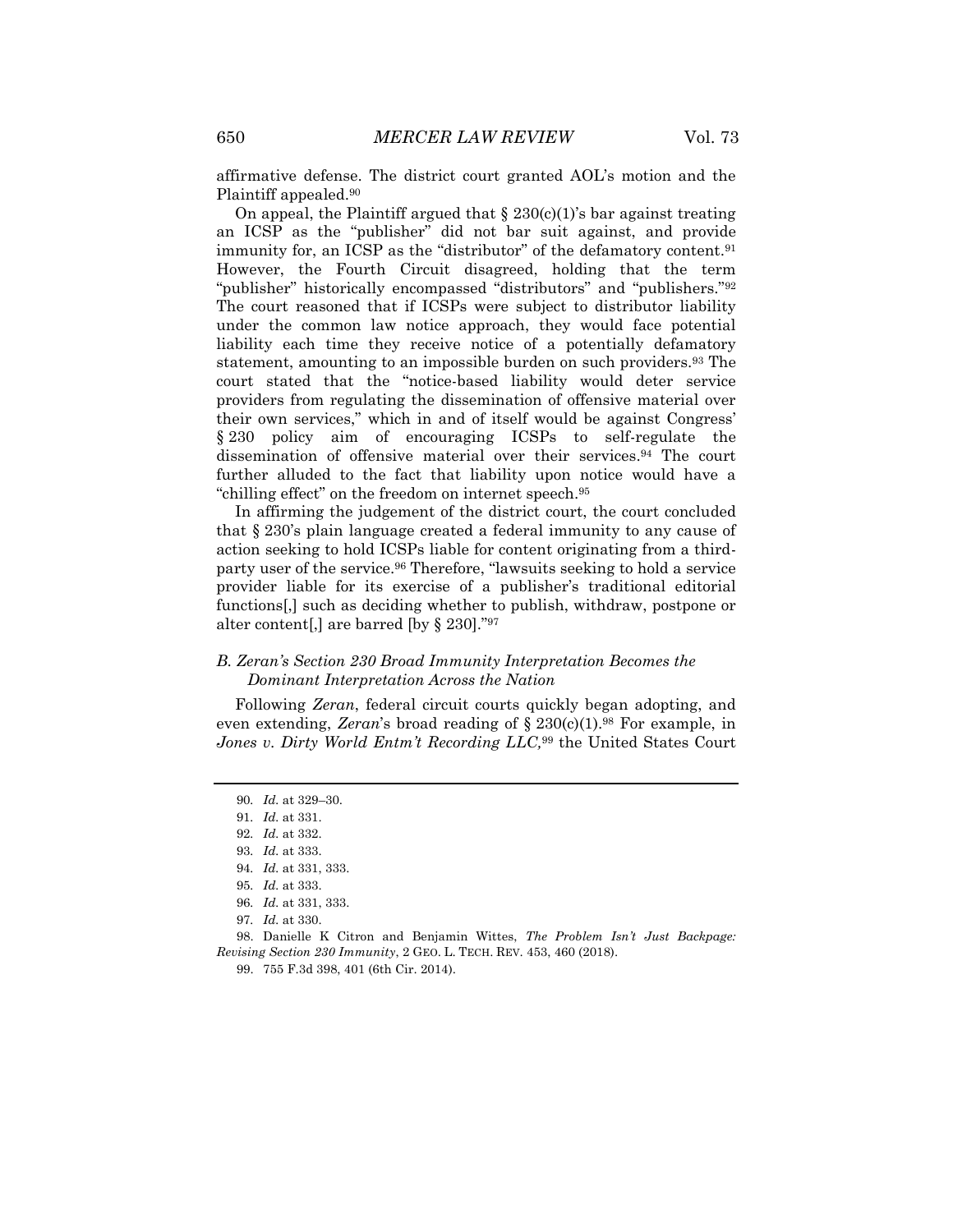affirmative defense. The district court granted AOL's motion and the Plaintiff appealed.[90]

On appeal, the Plaintiff argued that § 230(c)(1)'s bar against treating an ICSP as the "publisher" did not bar suit against, and provide immunity for, an ICSP as the "distributor" of the defamatory content.[91] However, the Fourth Circuit disagreed, holding that the term "publisher" historically encompassed "distributors" and "publishers."[92] The court reasoned that if ICSPs were subject to distributor liability under the common law notice approach, they would face potential liability each time they receive notice of a potentially defamatory statement, amounting to an impossible burden on such providers.[93] The court stated that the "notice-based liability would deter service providers from regulating the dissemination of offensive material over their own services," which in and of itself would be against Congress' § 230 policy aim of encouraging ICSPs to self-regulate the dissemination of offensive material over their services.[94] The court further alluded to the fact that liability upon notice would have a "chilling effect" on the freedom on internet speech.[95]

In affirming the judgement of the district court, the court concluded that § 230's plain language created a federal immunity to any cause of action seeking to hold ICSPs liable for content originating from a third-party user of the service.[96] Therefore, "lawsuits seeking to hold a service provider liable for its exercise of a publisher's traditional editorial functions[,] such as deciding whether to publish, withdraw, postpone or alter content[,] are barred [by § 230]."[97]

### *B. Zeran's Section 230 Broad Immunity Interpretation Becomes the Dominant Interpretation Across the Nation*

Following *Zeran*, federal circuit courts quickly began adopting, and even extending, *Zeran*'s broad reading of § 230(c)(1).[98] For example, in *Jones v. Dirty World Entm't Recording LLC,*[99] the United States Court

---

90. *Id.* at 329–30.

91. *Id.* at 331.

92. *Id.* at 332.

93. *Id.* at 333.

94. *Id.* at 331, 333.

95. *Id.* at 333.

96. *Id.* at 331, 333.

97. *Id.* at 330.

98. Danielle K Citron and Benjamin Wittes, *The Problem Isn't Just Backpage: Revising Section 230 Immunity*, 2 GEO. L. TECH. REV. 453, 460 (2018).

99. 755 F.3d 398, 401 (6th Cir. 2014).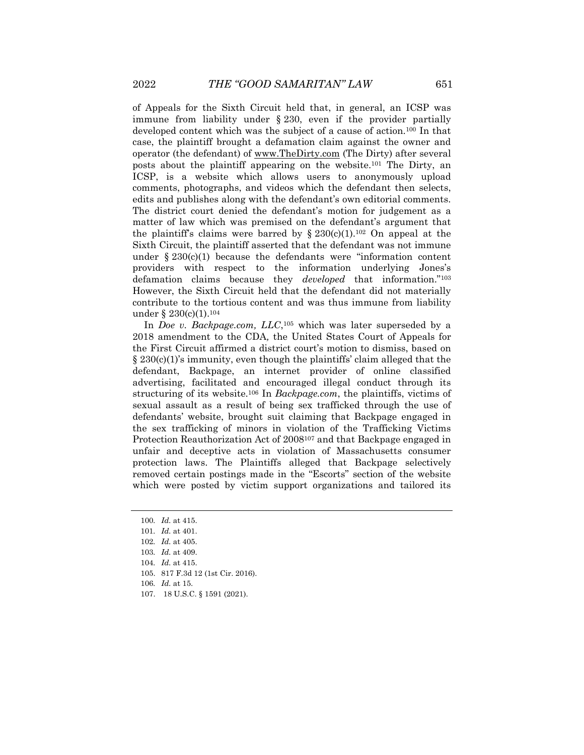of Appeals for the Sixth Circuit held that, in general, an ICSP was immune from liability under § 230, even if the provider partially developed content which was the subject of a cause of action.[100] In that case, the plaintiff brought a defamation claim against the owner and operator (the defendant) of www.TheDirty.com (The Dirty) after several posts about the plaintiff appearing on the website.[101] The Dirty, an ICSP, is a website which allows users to anonymously upload comments, photographs, and videos which the defendant then selects, edits and publishes along with the defendant's own editorial comments. The district court denied the defendant's motion for judgement as a matter of law which was premised on the defendant's argument that the plaintiff's claims were barred by § 230(c)(1).[102] On appeal at the Sixth Circuit, the plaintiff asserted that the defendant was not immune under § 230(c)(1) because the defendants were "information content providers with respect to the information underlying Jones's defamation claims because they *developed* that information."[103] However, the Sixth Circuit held that the defendant did not materially contribute to the tortious content and was thus immune from liability under § 230(c)(1).[104]

In *Doe v. Backpage.com, LLC*,[105] which was later superseded by a 2018 amendment to the CDA, the United States Court of Appeals for the First Circuit affirmed a district court's motion to dismiss, based on § 230(c)(1)'s immunity, even though the plaintiffs' claim alleged that the defendant, Backpage, an internet provider of online classified advertising, facilitated and encouraged illegal conduct through its structuring of its website.[106] In *Backpage.com*, the plaintiffs, victims of sexual assault as a result of being sex trafficked through the use of defendants' website, brought suit claiming that Backpage engaged in the sex trafficking of minors in violation of the Trafficking Victims Protection Reauthorization Act of 2008[107] and that Backpage engaged in unfair and deceptive acts in violation of Massachusetts consumer protection laws. The Plaintiffs alleged that Backpage selectively removed certain postings made in the "Escorts" section of the website which were posted by victim support organizations and tailored its

---

100. *Id.* at 415.
101. *Id.* at 401.
102. *Id.* at 405.
103. *Id.* at 409.
104. *Id.* at 415.
105. 817 F.3d 12 (1st Cir. 2016).
106. *Id.* at 15.
107. 18 U.S.C. § 1591 (2021).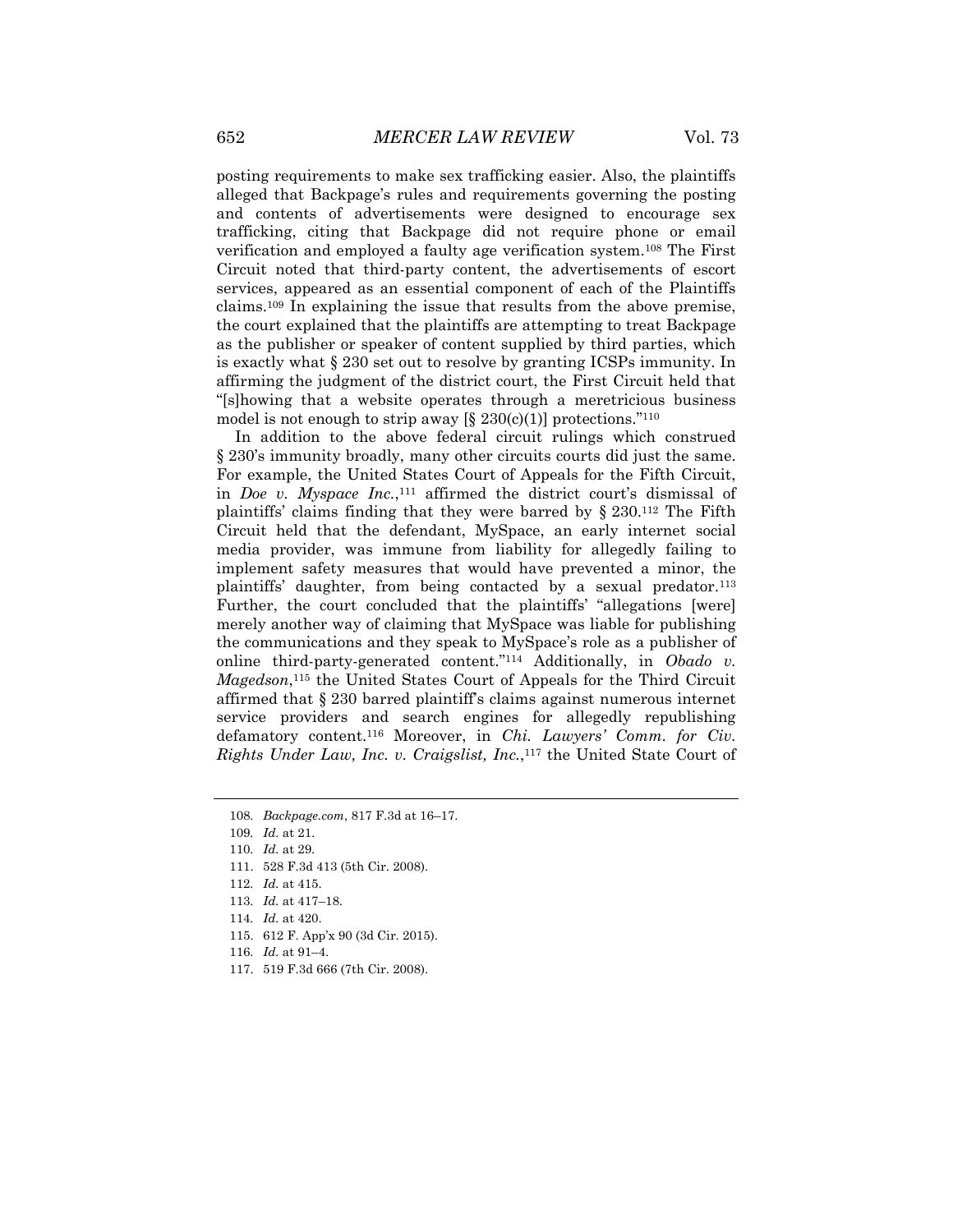posting requirements to make sex trafficking easier. Also, the plaintiffs alleged that Backpage's rules and requirements governing the posting and contents of advertisements were designed to encourage sex trafficking, citing that Backpage did not require phone or email verification and employed a faulty age verification system.[108] The First Circuit noted that third-party content, the advertisements of escort services, appeared as an essential component of each of the Plaintiffs claims.[109] In explaining the issue that results from the above premise, the court explained that the plaintiffs are attempting to treat Backpage as the publisher or speaker of content supplied by third parties, which is exactly what § 230 set out to resolve by granting ICSPs immunity. In affirming the judgment of the district court, the First Circuit held that "[s]howing that a website operates through a meretricious business model is not enough to strip away [§ 230(c)(1)] protections."[110]

In addition to the above federal circuit rulings which construed § 230's immunity broadly, many other circuits courts did just the same. For example, the United States Court of Appeals for the Fifth Circuit, in *Doe v. Myspace Inc.*,[111] affirmed the district court's dismissal of plaintiffs' claims finding that they were barred by § 230.[112] The Fifth Circuit held that the defendant, MySpace, an early internet social media provider, was immune from liability for allegedly failing to implement safety measures that would have prevented a minor, the plaintiffs' daughter, from being contacted by a sexual predator.[113] Further, the court concluded that the plaintiffs' "allegations [were] merely another way of claiming that MySpace was liable for publishing the communications and they speak to MySpace's role as a publisher of online third-party-generated content."[114] Additionally, in *Obado v. Magedson*,[115] the United States Court of Appeals for the Third Circuit affirmed that § 230 barred plaintiff's claims against numerous internet service providers and search engines for allegedly republishing defamatory content.[116] Moreover, in *Chi. Lawyers' Comm. for Civ. Rights Under Law, Inc. v. Craigslist, Inc.*,[117] the United State Court of

---

108. *Backpage.com*, 817 F.3d at 16–17.
109. *Id.* at 21.
110. *Id.* at 29.
111. 528 F.3d 413 (5th Cir. 2008).
112. *Id.* at 415.
113. *Id.* at 417–18.
114. *Id.* at 420.
115. 612 F. App'x 90 (3d Cir. 2015).
116. *Id.* at 91–4.
117. 519 F.3d 666 (7th Cir. 2008).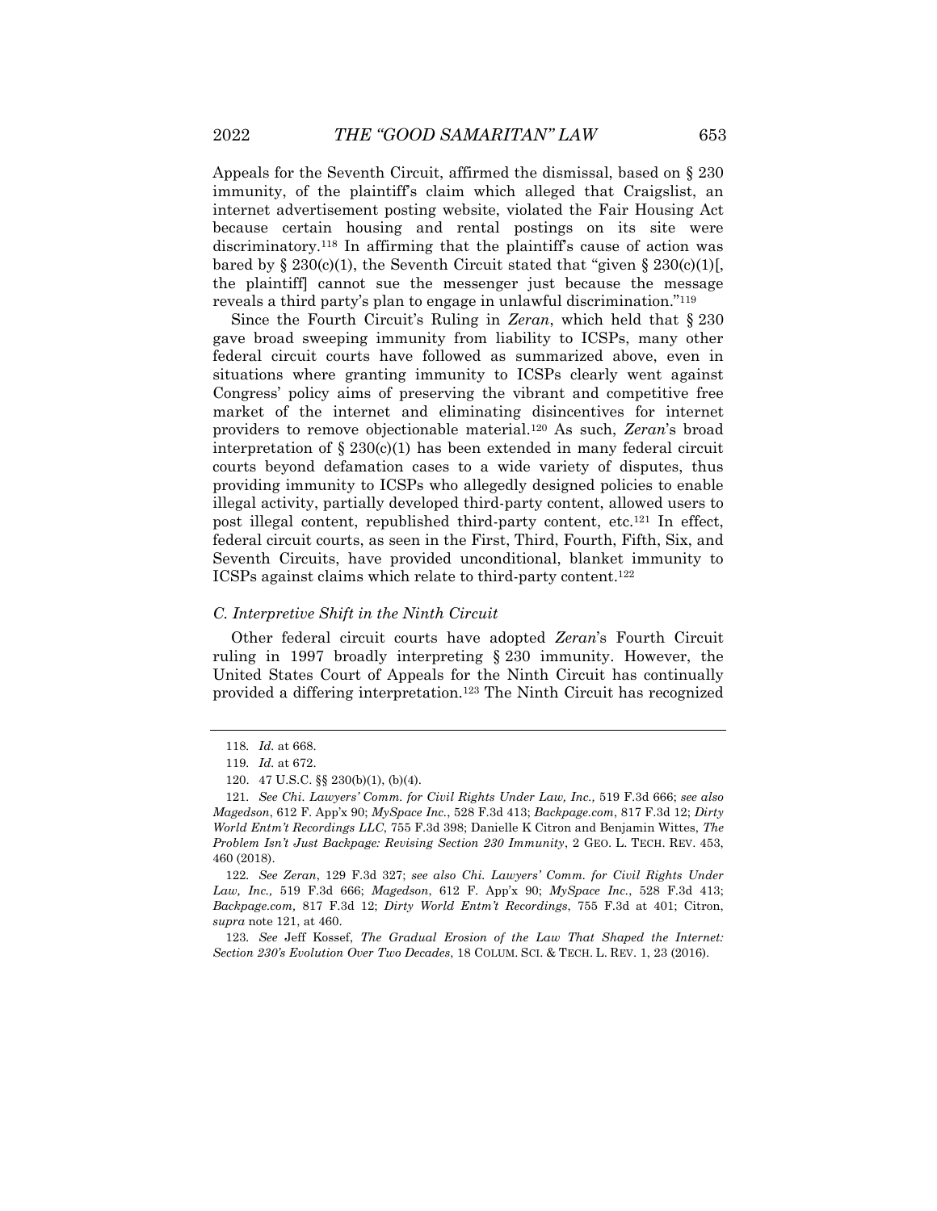Appeals for the Seventh Circuit, affirmed the dismissal, based on § 230 immunity, of the plaintiff's claim which alleged that Craigslist, an internet advertisement posting website, violated the Fair Housing Act because certain housing and rental postings on its site were discriminatory.[118] In affirming that the plaintiff's cause of action was bared by § 230(c)(1), the Seventh Circuit stated that "given § 230(c)(1)[, the plaintiff] cannot sue the messenger just because the message reveals a third party's plan to engage in unlawful discrimination."[119]

Since the Fourth Circuit's Ruling in *Zeran*, which held that § 230 gave broad sweeping immunity from liability to ICSPs, many other federal circuit courts have followed as summarized above, even in situations where granting immunity to ICSPs clearly went against Congress' policy aims of preserving the vibrant and competitive free market of the internet and eliminating disincentives for internet providers to remove objectionable material.[120] As such, *Zeran*'s broad interpretation of § 230(c)(1) has been extended in many federal circuit courts beyond defamation cases to a wide variety of disputes, thus providing immunity to ICSPs who allegedly designed policies to enable illegal activity, partially developed third-party content, allowed users to post illegal content, republished third-party content, etc.[121] In effect, federal circuit courts, as seen in the First, Third, Fourth, Fifth, Six, and Seventh Circuits, have provided unconditional, blanket immunity to ICSPs against claims which relate to third-party content.[122]

### *C. Interpretive Shift in the Ninth Circuit*

Other federal circuit courts have adopted *Zeran*'s Fourth Circuit ruling in 1997 broadly interpreting § 230 immunity. However, the United States Court of Appeals for the Ninth Circuit has continually provided a differing interpretation.[123] The Ninth Circuit has recognized

---

118. *Id.* at 668.

119. *Id.* at 672.

120. 47 U.S.C. §§ 230(b)(1), (b)(4).

121. *See Chi. Lawyers' Comm. for Civil Rights Under Law, Inc.,* 519 F.3d 666; *see also Magedson*, 612 F. App'x 90; *MySpace Inc.*, 528 F.3d 413; *Backpage.com*, 817 F.3d 12; *Dirty World Entm't Recordings LLC*, 755 F.3d 398; Danielle K Citron and Benjamin Wittes, *The Problem Isn't Just Backpage: Revising Section 230 Immunity*, 2 GEO. L. TECH. REV. 453, 460 (2018).

122. *See Zeran*, 129 F.3d 327; *see also Chi. Lawyers' Comm. for Civil Rights Under Law, Inc.,* 519 F.3d 666; *Magedson*, 612 F. App'x 90; *MySpace Inc.*, 528 F.3d 413; *Backpage.com,* 817 F.3d 12; *Dirty World Entm't Recordings*, 755 F.3d at 401; Citron, *supra* note 121, at 460.

123. *See* Jeff Kossef, *The Gradual Erosion of the Law That Shaped the Internet: Section 230's Evolution Over Two Decades*, 18 COLUM. SCI. & TECH. L. REV. 1, 23 (2016).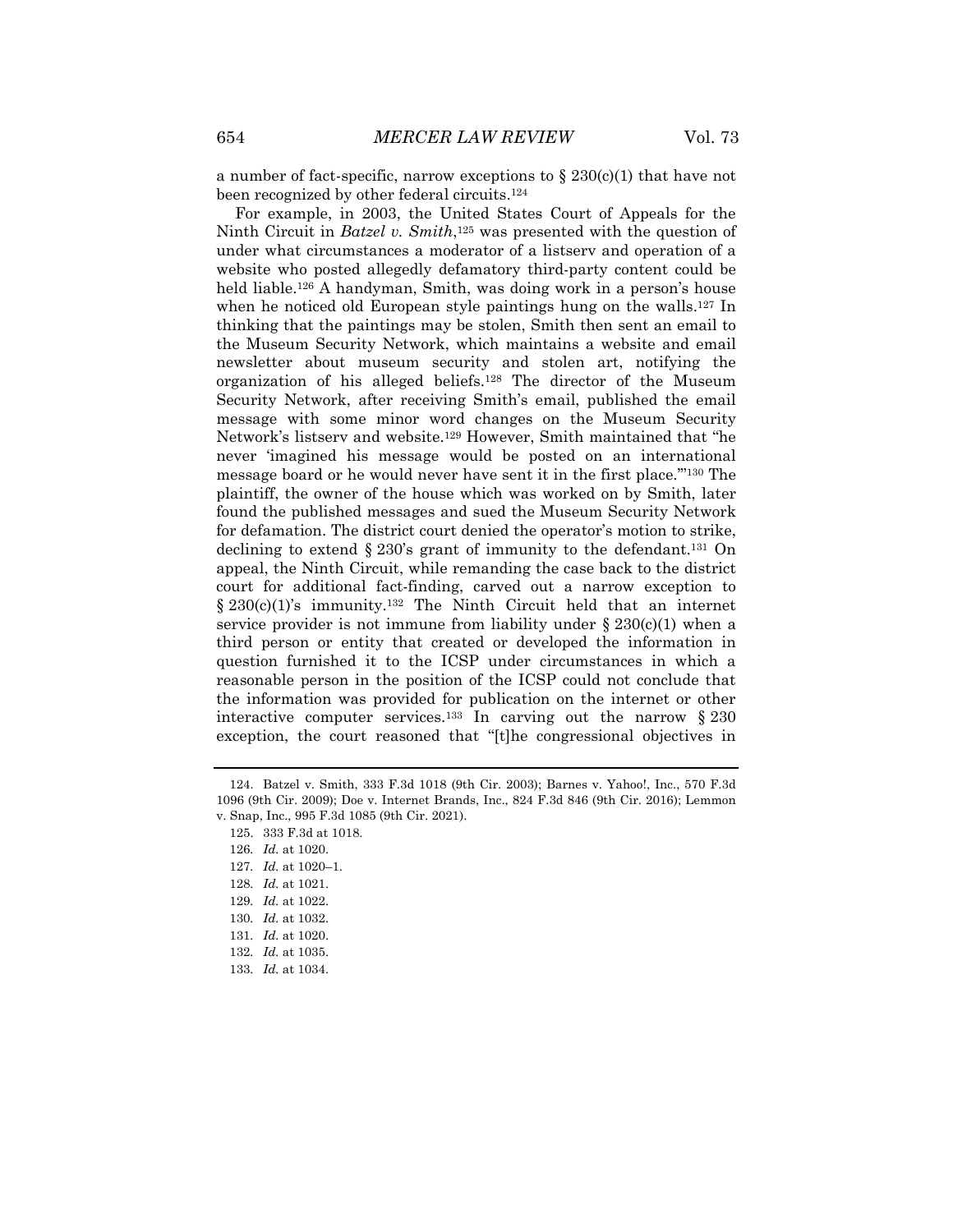a number of fact-specific, narrow exceptions to § 230(c)(1) that have not been recognized by other federal circuits.[124]

For example, in 2003, the United States Court of Appeals for the Ninth Circuit in *Batzel v. Smith*,[125] was presented with the question of under what circumstances a moderator of a listserv and operation of a website who posted allegedly defamatory third-party content could be held liable.[126] A handyman, Smith, was doing work in a person's house when he noticed old European style paintings hung on the walls.[127] In thinking that the paintings may be stolen, Smith then sent an email to the Museum Security Network, which maintains a website and email newsletter about museum security and stolen art, notifying the organization of his alleged beliefs.[128] The director of the Museum Security Network, after receiving Smith's email, published the email message with some minor word changes on the Museum Security Network's listserv and website.[129] However, Smith maintained that "he never 'imagined his message would be posted on an international message board or he would never have sent it in the first place.'"[130] The plaintiff, the owner of the house which was worked on by Smith, later found the published messages and sued the Museum Security Network for defamation. The district court denied the operator's motion to strike, declining to extend § 230's grant of immunity to the defendant.[131] On appeal, the Ninth Circuit, while remanding the case back to the district court for additional fact-finding, carved out a narrow exception to § 230(c)(1)'s immunity.[132] The Ninth Circuit held that an internet service provider is not immune from liability under § 230(c)(1) when a third person or entity that created or developed the information in question furnished it to the ICSP under circumstances in which a reasonable person in the position of the ICSP could not conclude that the information was provided for publication on the internet or other interactive computer services.[133] In carving out the narrow § 230 exception, the court reasoned that "[t]he congressional objectives in

---

124. Batzel v. Smith, 333 F.3d 1018 (9th Cir. 2003); Barnes v. Yahoo!, Inc., 570 F.3d 1096 (9th Cir. 2009); Doe v. Internet Brands, Inc., 824 F.3d 846 (9th Cir. 2016); Lemmon v. Snap, Inc., 995 F.3d 1085 (9th Cir. 2021).

125. 333 F.3d at 1018.

126. *Id.* at 1020.

127. *Id.* at 1020–1.

128. *Id.* at 1021.

129. *Id.* at 1022.

130. *Id.* at 1032.

131. *Id.* at 1020.

132. *Id.* at 1035.

133. *Id.* at 1034.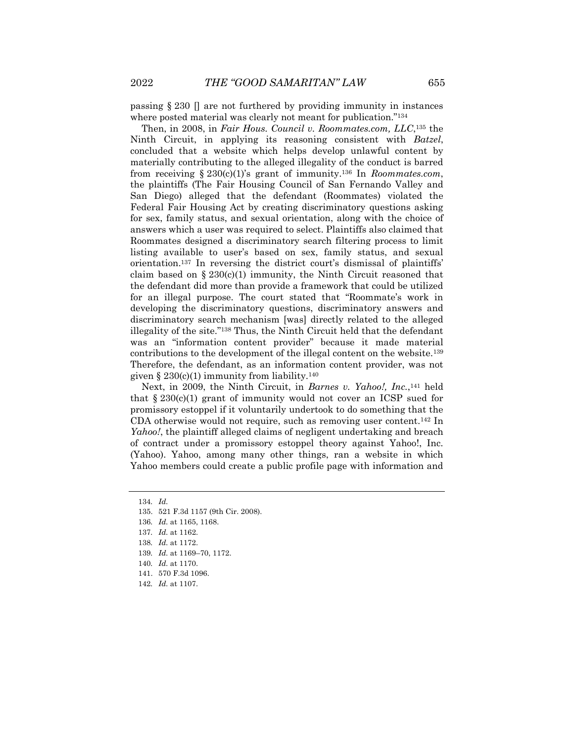passing § 230 [] are not furthered by providing immunity in instances where posted material was clearly not meant for publication."[134]

Then, in 2008, in *Fair Hous. Council v. Roommates.com, LLC*,[135] the Ninth Circuit, in applying its reasoning consistent with *Batzel*, concluded that a website which helps develop unlawful content by materially contributing to the alleged illegality of the conduct is barred from receiving § 230(c)(1)'s grant of immunity.[136] In *Roommates.com*, the plaintiffs (The Fair Housing Council of San Fernando Valley and San Diego) alleged that the defendant (Roommates) violated the Federal Fair Housing Act by creating discriminatory questions asking for sex, family status, and sexual orientation, along with the choice of answers which a user was required to select. Plaintiffs also claimed that Roommates designed a discriminatory search filtering process to limit listing available to user's based on sex, family status, and sexual orientation.[137] In reversing the district court's dismissal of plaintiffs' claim based on § 230(c)(1) immunity, the Ninth Circuit reasoned that the defendant did more than provide a framework that could be utilized for an illegal purpose. The court stated that "Roommate's work in developing the discriminatory questions, discriminatory answers and discriminatory search mechanism [was] directly related to the alleged illegality of the site."[138] Thus, the Ninth Circuit held that the defendant was an "information content provider" because it made material contributions to the development of the illegal content on the website.[139] Therefore, the defendant, as an information content provider, was not given § 230(c)(1) immunity from liability.[140]

Next, in 2009, the Ninth Circuit, in *Barnes v. Yahoo!, Inc.*,[141] held that § 230(c)(1) grant of immunity would not cover an ICSP sued for promissory estoppel if it voluntarily undertook to do something that the CDA otherwise would not require, such as removing user content.[142] In *Yahoo!*, the plaintiff alleged claims of negligent undertaking and breach of contract under a promissory estoppel theory against Yahoo!, Inc. (Yahoo). Yahoo, among many other things, ran a website in which Yahoo members could create a public profile page with information and

---

134. *Id.*

135. 521 F.3d 1157 (9th Cir. 2008).

136. *Id.* at 1165, 1168.

137. *Id.* at 1162.

138. *Id.* at 1172.

139. *Id.* at 1169–70, 1172.

140. *Id.* at 1170.

141. 570 F.3d 1096.

142. *Id.* at 1107.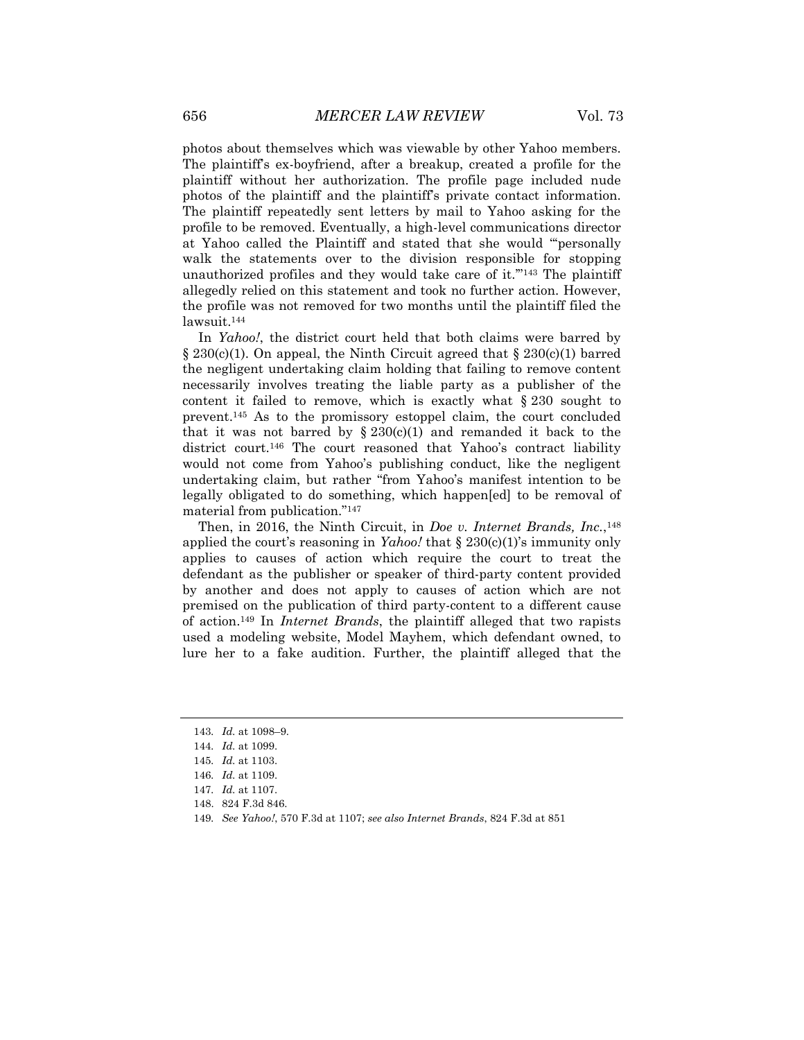photos about themselves which was viewable by other Yahoo members. The plaintiff's ex-boyfriend, after a breakup, created a profile for the plaintiff without her authorization. The profile page included nude photos of the plaintiff and the plaintiff's private contact information. The plaintiff repeatedly sent letters by mail to Yahoo asking for the profile to be removed. Eventually, a high-level communications director at Yahoo called the Plaintiff and stated that she would "'personally walk the statements over to the division responsible for stopping unauthorized profiles and they would take care of it.'"[143] The plaintiff allegedly relied on this statement and took no further action. However, the profile was not removed for two months until the plaintiff filed the lawsuit.[144]

In *Yahoo!*, the district court held that both claims were barred by § 230(c)(1). On appeal, the Ninth Circuit agreed that § 230(c)(1) barred the negligent undertaking claim holding that failing to remove content necessarily involves treating the liable party as a publisher of the content it failed to remove, which is exactly what § 230 sought to prevent.[145] As to the promissory estoppel claim, the court concluded that it was not barred by § 230(c)(1) and remanded it back to the district court.[146] The court reasoned that Yahoo's contract liability would not come from Yahoo's publishing conduct, like the negligent undertaking claim, but rather "from Yahoo's manifest intention to be legally obligated to do something, which happen[ed] to be removal of material from publication."[147]

Then, in 2016, the Ninth Circuit, in *Doe v. Internet Brands, Inc.*,[148] applied the court's reasoning in *Yahoo!* that § 230(c)(1)'s immunity only applies to causes of action which require the court to treat the defendant as the publisher or speaker of third-party content provided by another and does not apply to causes of action which are not premised on the publication of third party-content to a different cause of action.[149] In *Internet Brands*, the plaintiff alleged that two rapists used a modeling website, Model Mayhem, which defendant owned, to lure her to a fake audition. Further, the plaintiff alleged that the

---

143. *Id.* at 1098–9.

144. *Id.* at 1099.

145. *Id.* at 1103.

146. *Id.* at 1109.

147. *Id.* at 1107.

148. 824 F.3d 846.

149. *See Yahoo!*, 570 F.3d at 1107; *see also Internet Brands*, 824 F.3d at 851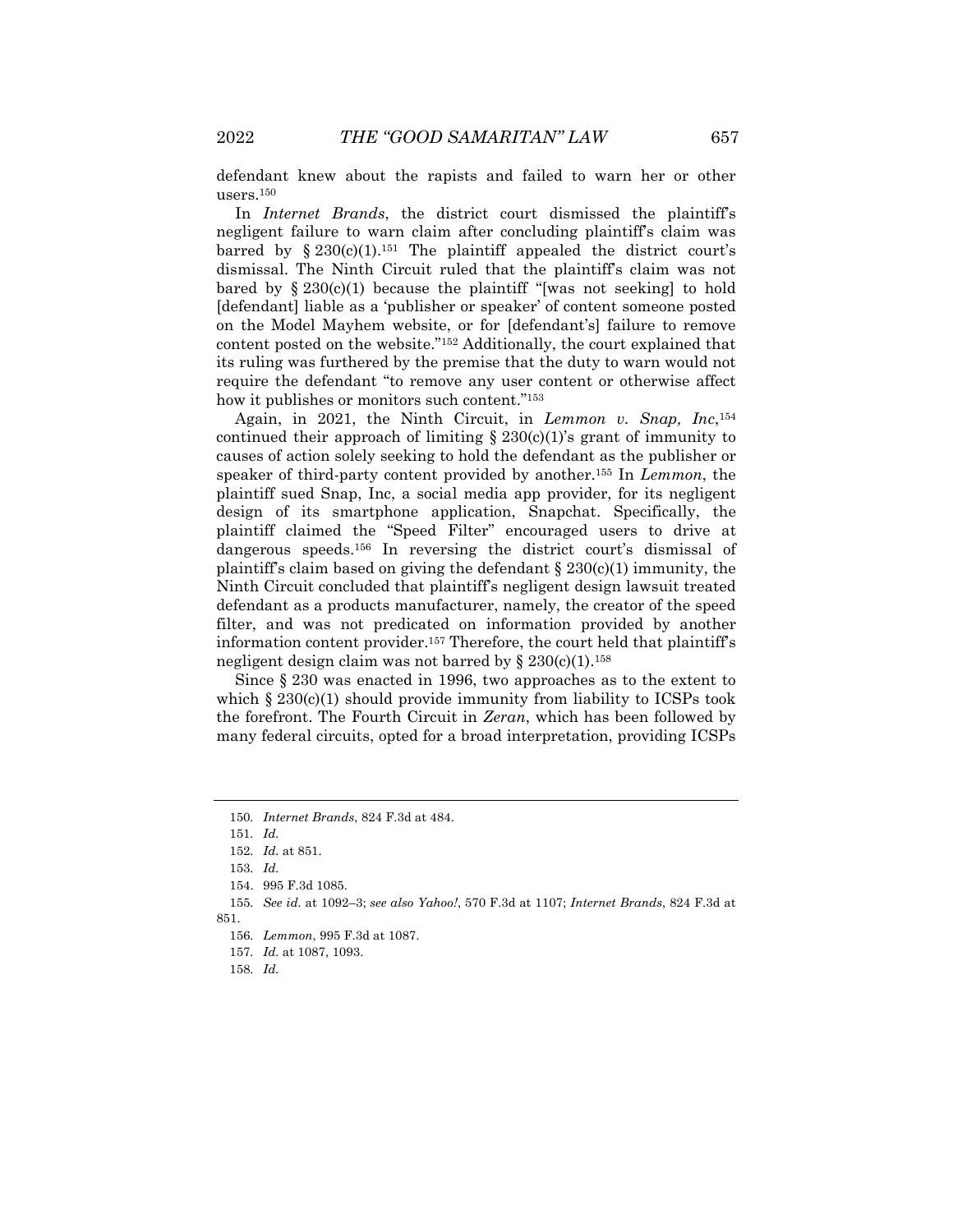defendant knew about the rapists and failed to warn her or other users.[150]

In *Internet Brands*, the district court dismissed the plaintiff's negligent failure to warn claim after concluding plaintiff's claim was barred by § 230(c)(1).[151] The plaintiff appealed the district court's dismissal. The Ninth Circuit ruled that the plaintiff's claim was not bared by § 230(c)(1) because the plaintiff "[was not seeking] to hold [defendant] liable as a 'publisher or speaker' of content someone posted on the Model Mayhem website, or for [defendant's] failure to remove content posted on the website."[152] Additionally, the court explained that its ruling was furthered by the premise that the duty to warn would not require the defendant "to remove any user content or otherwise affect how it publishes or monitors such content."[153]

Again, in 2021, the Ninth Circuit, in *Lemmon v. Snap, Inc*,[154] continued their approach of limiting § 230(c)(1)'s grant of immunity to causes of action solely seeking to hold the defendant as the publisher or speaker of third-party content provided by another.[155] In *Lemmon*, the plaintiff sued Snap, Inc, a social media app provider, for its negligent design of its smartphone application, Snapchat. Specifically, the plaintiff claimed the "Speed Filter" encouraged users to drive at dangerous speeds.[156] In reversing the district court's dismissal of plaintiff's claim based on giving the defendant § 230(c)(1) immunity, the Ninth Circuit concluded that plaintiff's negligent design lawsuit treated defendant as a products manufacturer, namely, the creator of the speed filter, and was not predicated on information provided by another information content provider.[157] Therefore, the court held that plaintiff's negligent design claim was not barred by § 230(c)(1).[158]

Since § 230 was enacted in 1996, two approaches as to the extent to which § 230(c)(1) should provide immunity from liability to ICSPs took the forefront. The Fourth Circuit in *Zeran*, which has been followed by many federal circuits, opted for a broad interpretation, providing ICSPs

---

150. *Internet Brands*, 824 F.3d at 484.

151. *Id.*

152. *Id.* at 851.

153. *Id.*

154. 995 F.3d 1085.

155. *See id.* at 1092–3; *see also Yahoo!*, 570 F.3d at 1107; *Internet Brands*, 824 F.3d at 851.

156. *Lemmon*, 995 F.3d at 1087.

157. *Id.* at 1087, 1093.

158. *Id.*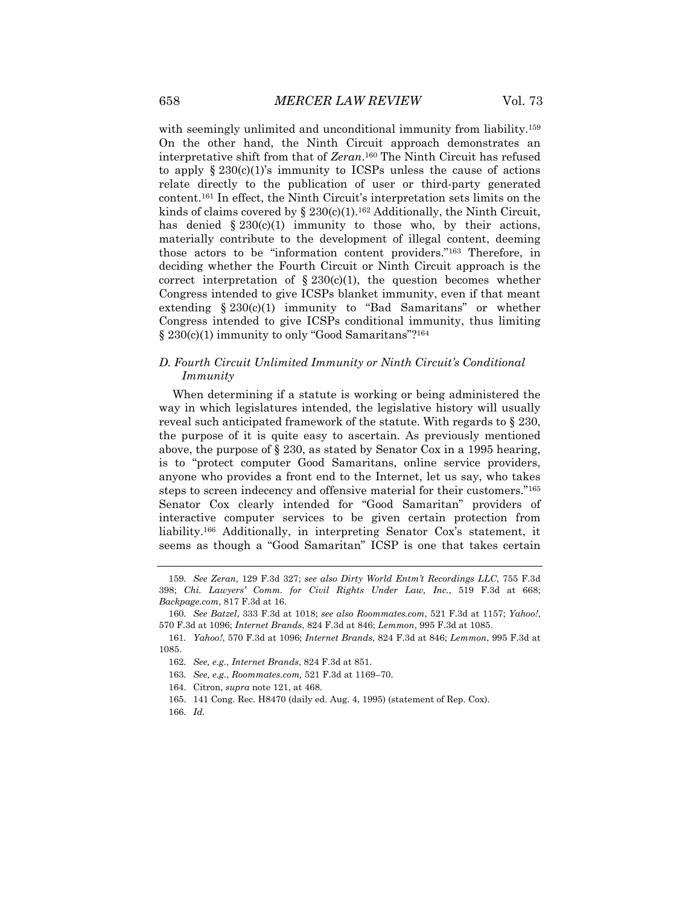with seemingly unlimited and unconditional immunity from liability.[159] On the other hand, the Ninth Circuit approach demonstrates an interpretative shift from that of *Zeran*.[160] The Ninth Circuit has refused to apply § 230(c)(1)'s immunity to ICSPs unless the cause of actions relate directly to the publication of user or third-party generated content.[161] In effect, the Ninth Circuit's interpretation sets limits on the kinds of claims covered by § 230(c)(1).[162] Additionally, the Ninth Circuit, has denied § 230(c)(1) immunity to those who, by their actions, materially contribute to the development of illegal content, deeming those actors to be "information content providers."[163] Therefore, in deciding whether the Fourth Circuit or Ninth Circuit approach is the correct interpretation of § 230(c)(1), the question becomes whether Congress intended to give ICSPs blanket immunity, even if that meant extending § 230(c)(1) immunity to "Bad Samaritans" or whether Congress intended to give ICSPs conditional immunity, thus limiting § 230(c)(1) immunity to only "Good Samaritans"?[164]

### *D. Fourth Circuit Unlimited Immunity or Ninth Circuit's Conditional Immunity*

When determining if a statute is working or being administered the way in which legislatures intended, the legislative history will usually reveal such anticipated framework of the statute. With regards to § 230, the purpose of it is quite easy to ascertain. As previously mentioned above, the purpose of § 230, as stated by Senator Cox in a 1995 hearing, is to "protect computer Good Samaritans, online service providers, anyone who provides a front end to the Internet, let us say, who takes steps to screen indecency and offensive material for their customers."[165] Senator Cox clearly intended for "Good Samaritan" providers of interactive computer services to be given certain protection from liability.[166] Additionally, in interpreting Senator Cox's statement, it seems as though a "Good Samaritan" ICSP is one that takes certain

---

159. *See Zeran*, 129 F.3d 327; *see also Dirty World Entm't Recordings LLC*, 755 F.3d 398; *Chi. Lawyers' Comm. for Civil Rights Under Law, Inc.*, 519 F.3d at 668; *Backpage.com*, 817 F.3d at 16.

160. *See Batzel*, 333 F.3d at 1018; *see also Roommates.com*, 521 F.3d at 1157; *Yahoo!*, 570 F.3d at 1096; *Internet Brands*, 824 F.3d at 846; *Lemmon*, 995 F.3d at 1085.

161. *Yahoo!*, 570 F.3d at 1096; *Internet Brands*, 824 F.3d at 846; *Lemmon*, 995 F.3d at 1085.

162. *See, e.g.*, *Internet Brands*, 824 F.3d at 851.

163. *See, e.g.*, *Roommates.com,* 521 F.3d at 1169–70.

164. Citron, *supra* note 121, at 468.

165. 141 Cong. Rec. H8470 (daily ed. Aug. 4, 1995) (statement of Rep. Cox).

166. *Id.*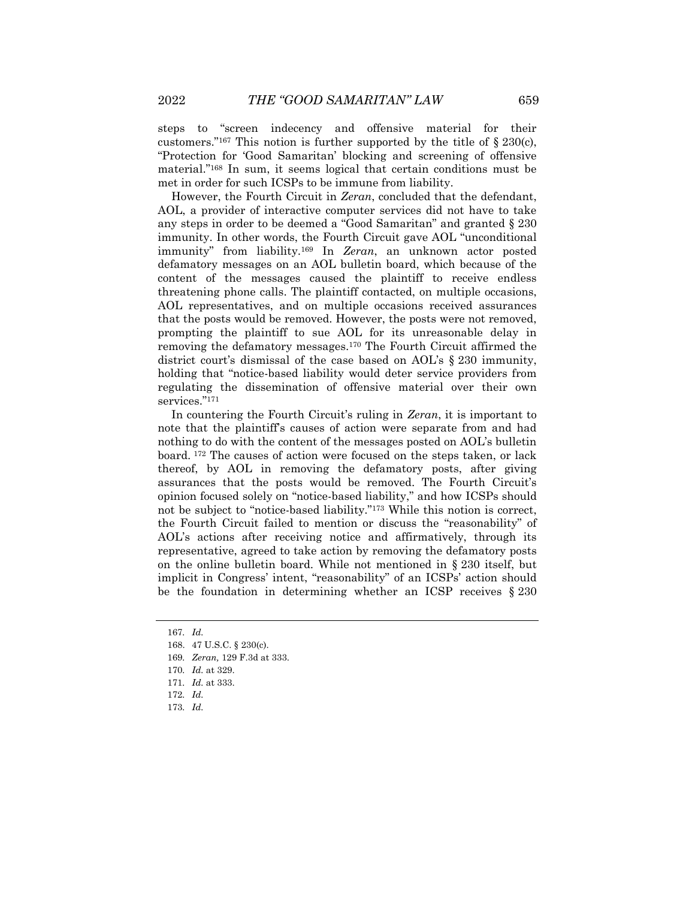steps to "screen indecency and offensive material for their customers."[167] This notion is further supported by the title of § 230(c), "Protection for 'Good Samaritan' blocking and screening of offensive material."[168] In sum, it seems logical that certain conditions must be met in order for such ICSPs to be immune from liability.

However, the Fourth Circuit in *Zeran*, concluded that the defendant, AOL, a provider of interactive computer services did not have to take any steps in order to be deemed a "Good Samaritan" and granted § 230 immunity. In other words, the Fourth Circuit gave AOL "unconditional immunity" from liability.[169] In *Zeran*, an unknown actor posted defamatory messages on an AOL bulletin board, which because of the content of the messages caused the plaintiff to receive endless threatening phone calls. The plaintiff contacted, on multiple occasions, AOL representatives, and on multiple occasions received assurances that the posts would be removed. However, the posts were not removed, prompting the plaintiff to sue AOL for its unreasonable delay in removing the defamatory messages.[170] The Fourth Circuit affirmed the district court's dismissal of the case based on AOL's § 230 immunity, holding that "notice-based liability would deter service providers from regulating the dissemination of offensive material over their own services."[171]

In countering the Fourth Circuit's ruling in *Zeran*, it is important to note that the plaintiff's causes of action were separate from and had nothing to do with the content of the messages posted on AOL's bulletin board. [172] The causes of action were focused on the steps taken, or lack thereof, by AOL in removing the defamatory posts, after giving assurances that the posts would be removed. The Fourth Circuit's opinion focused solely on "notice-based liability," and how ICSPs should not be subject to "notice-based liability."[173] While this notion is correct, the Fourth Circuit failed to mention or discuss the "reasonability" of AOL's actions after receiving notice and affirmatively, through its representative, agreed to take action by removing the defamatory posts on the online bulletin board. While not mentioned in § 230 itself, but implicit in Congress' intent, "reasonability" of an ICSPs' action should be the foundation in determining whether an ICSP receives § 230

---

167. *Id.*

168. 47 U.S.C. § 230(c).

169. *Zeran,* 129 F.3d at 333.

170. *Id.* at 329.

171. *Id.* at 333.

172. *Id.*

173. *Id.*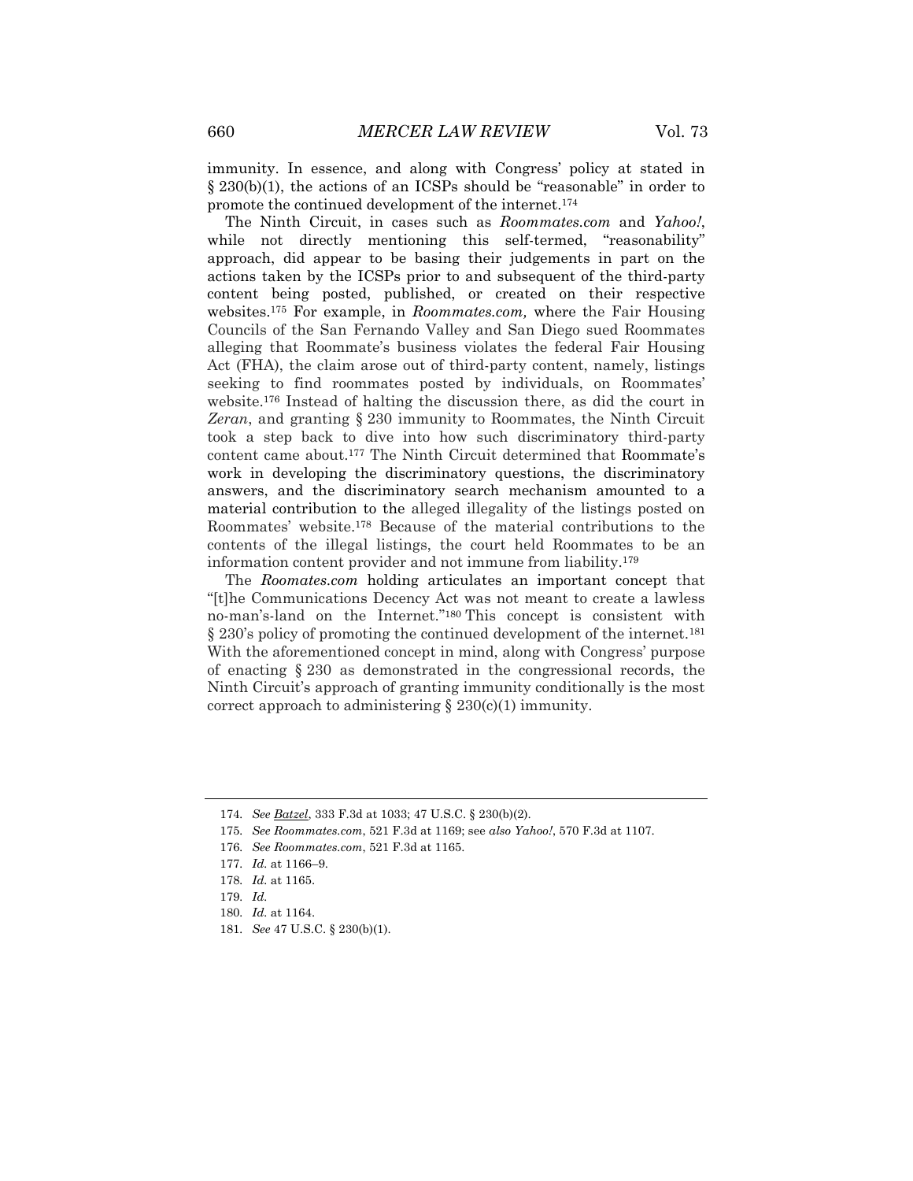immunity. In essence, and along with Congress' policy at stated in § 230(b)(1), the actions of an ICSPs should be "reasonable" in order to promote the continued development of the internet.[174]

The Ninth Circuit, in cases such as *Roommates.com* and *Yahoo!*, while not directly mentioning this self-termed, "reasonability" approach, did appear to be basing their judgements in part on the actions taken by the ICSPs prior to and subsequent of the third-party content being posted, published, or created on their respective websites.[175] For example, in *Roommates.com,* where the Fair Housing Councils of the San Fernando Valley and San Diego sued Roommates alleging that Roommate's business violates the federal Fair Housing Act (FHA), the claim arose out of third-party content, namely, listings seeking to find roommates posted by individuals, on Roommates' website.[176] Instead of halting the discussion there, as did the court in *Zeran*, and granting § 230 immunity to Roommates, the Ninth Circuit took a step back to dive into how such discriminatory third-party content came about.[177] The Ninth Circuit determined that Roommate's work in developing the discriminatory questions, the discriminatory answers, and the discriminatory search mechanism amounted to a material contribution to the alleged illegality of the listings posted on Roommates' website.[178] Because of the material contributions to the contents of the illegal listings, the court held Roommates to be an information content provider and not immune from liability.[179]

The *Roomates.com* holding articulates an important concept that "[t]he Communications Decency Act was not meant to create a lawless no-man's-land on the Internet."[180] This concept is consistent with § 230's policy of promoting the continued development of the internet.[181] With the aforementioned concept in mind, along with Congress' purpose of enacting § 230 as demonstrated in the congressional records, the Ninth Circuit's approach of granting immunity conditionally is the most correct approach to administering § 230(c)(1) immunity.

---

174. *See* Batzel, 333 F.3d at 1033; 47 U.S.C. § 230(b)(2).

175. *See Roommates.com*, 521 F.3d at 1169; see *also Yahoo!*, 570 F.3d at 1107.

176. *See Roommates.com*, 521 F.3d at 1165.

177. *Id.* at 1166–9.

178. *Id.* at 1165.

179. *Id.*

180. *Id.* at 1164.

181. *See* 47 U.S.C. § 230(b)(1).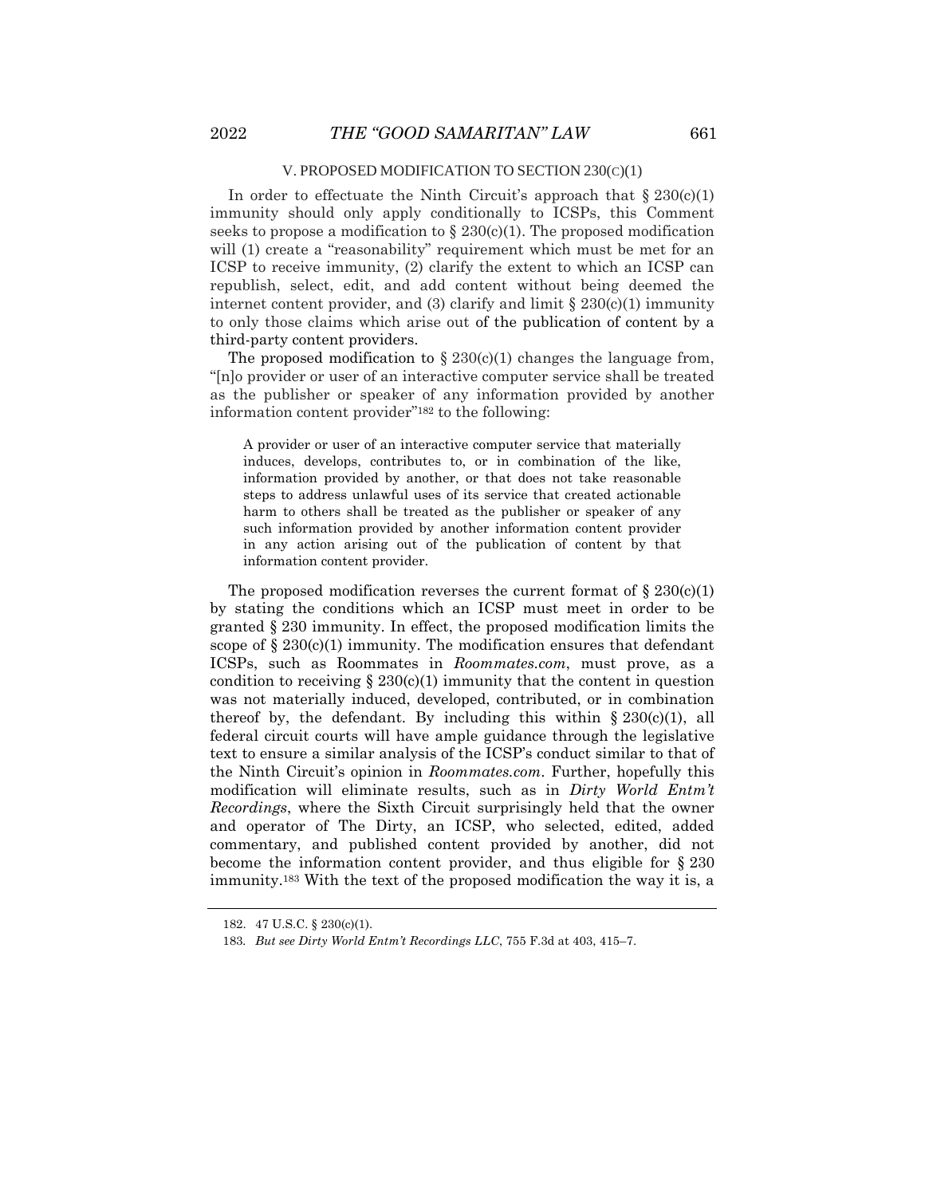## V. PROPOSED MODIFICATION TO SECTION 230(C)(1)

In order to effectuate the Ninth Circuit's approach that § 230(c)(1) immunity should only apply conditionally to ICSPs, this Comment seeks to propose a modification to § 230(c)(1). The proposed modification will (1) create a "reasonability" requirement which must be met for an ICSP to receive immunity, (2) clarify the extent to which an ICSP can republish, select, edit, and add content without being deemed the internet content provider, and (3) clarify and limit § 230(c)(1) immunity to only those claims which arise out of the publication of content by a third-party content providers.

The proposed modification to § 230(c)(1) changes the language from, "[n]o provider or user of an interactive computer service shall be treated as the publisher or speaker of any information provided by another information content provider"[182] to the following:

> A provider or user of an interactive computer service that materially induces, develops, contributes to, or in combination of the like, information provided by another, or that does not take reasonable steps to address unlawful uses of its service that created actionable harm to others shall be treated as the publisher or speaker of any such information provided by another information content provider in any action arising out of the publication of content by that information content provider.

The proposed modification reverses the current format of § 230(c)(1) by stating the conditions which an ICSP must meet in order to be granted § 230 immunity. In effect, the proposed modification limits the scope of § 230(c)(1) immunity. The modification ensures that defendant ICSPs, such as Roommates in *Roommates.com*, must prove, as a condition to receiving § 230(c)(1) immunity that the content in question was not materially induced, developed, contributed, or in combination thereof by, the defendant. By including this within § 230(c)(1), all federal circuit courts will have ample guidance through the legislative text to ensure a similar analysis of the ICSP's conduct similar to that of the Ninth Circuit's opinion in *Roommates.com*. Further, hopefully this modification will eliminate results, such as in *Dirty World Entm't Recordings*, where the Sixth Circuit surprisingly held that the owner and operator of The Dirty, an ICSP, who selected, edited, added commentary, and published content provided by another, did not become the information content provider, and thus eligible for § 230 immunity.[183] With the text of the proposed modification the way it is, a

---

182. 47 U.S.C. § 230(c)(1).

183. *But see Dirty World Entm't Recordings LLC*, 755 F.3d at 403, 415–7.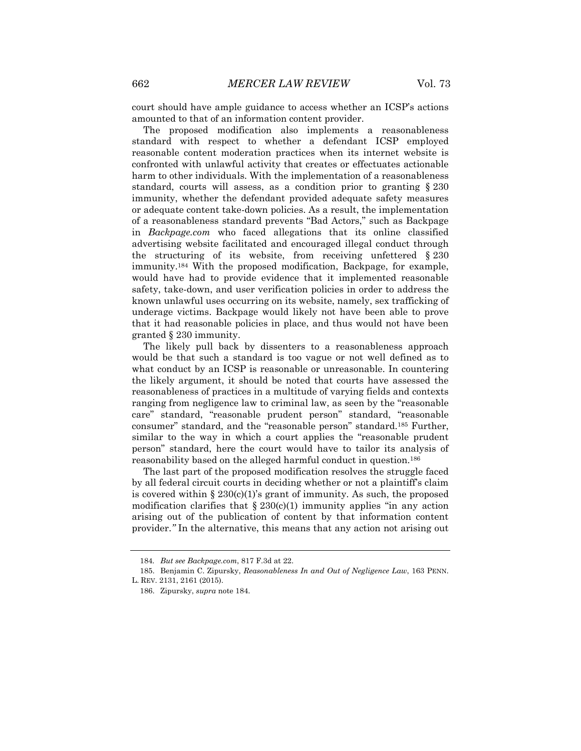court should have ample guidance to access whether an ICSP's actions amounted to that of an information content provider.

The proposed modification also implements a reasonableness standard with respect to whether a defendant ICSP employed reasonable content moderation practices when its internet website is confronted with unlawful activity that creates or effectuates actionable harm to other individuals. With the implementation of a reasonableness standard, courts will assess, as a condition prior to granting § 230 immunity, whether the defendant provided adequate safety measures or adequate content take-down policies. As a result, the implementation of a reasonableness standard prevents "Bad Actors," such as Backpage in *Backpage.com* who faced allegations that its online classified advertising website facilitated and encouraged illegal conduct through the structuring of its website, from receiving unfettered § 230 immunity.[184] With the proposed modification, Backpage, for example, would have had to provide evidence that it implemented reasonable safety, take-down, and user verification policies in order to address the known unlawful uses occurring on its website, namely, sex trafficking of underage victims. Backpage would likely not have been able to prove that it had reasonable policies in place, and thus would not have been granted § 230 immunity.

The likely pull back by dissenters to a reasonableness approach would be that such a standard is too vague or not well defined as to what conduct by an ICSP is reasonable or unreasonable. In countering the likely argument, it should be noted that courts have assessed the reasonableness of practices in a multitude of varying fields and contexts ranging from negligence law to criminal law, as seen by the "reasonable care" standard, "reasonable prudent person" standard, "reasonable consumer" standard, and the "reasonable person" standard.[185] Further, similar to the way in which a court applies the "reasonable prudent person" standard, here the court would have to tailor its analysis of reasonability based on the alleged harmful conduct in question.[186]

The last part of the proposed modification resolves the struggle faced by all federal circuit courts in deciding whether or not a plaintiff's claim is covered within § 230(c)(1)'s grant of immunity. As such, the proposed modification clarifies that § 230(c)(1) immunity applies "in any action arising out of the publication of content by that information content provider.*"* In the alternative, this means that any action not arising out

---

184. *But see Backpage.com*, 817 F.3d at 22.

185. Benjamin C. Zipursky, *Reasonableness In and Out of Negligence Law*, 163 PENN. L. REV. 2131, 2161 (2015).

186. Zipursky, *supra* note 184.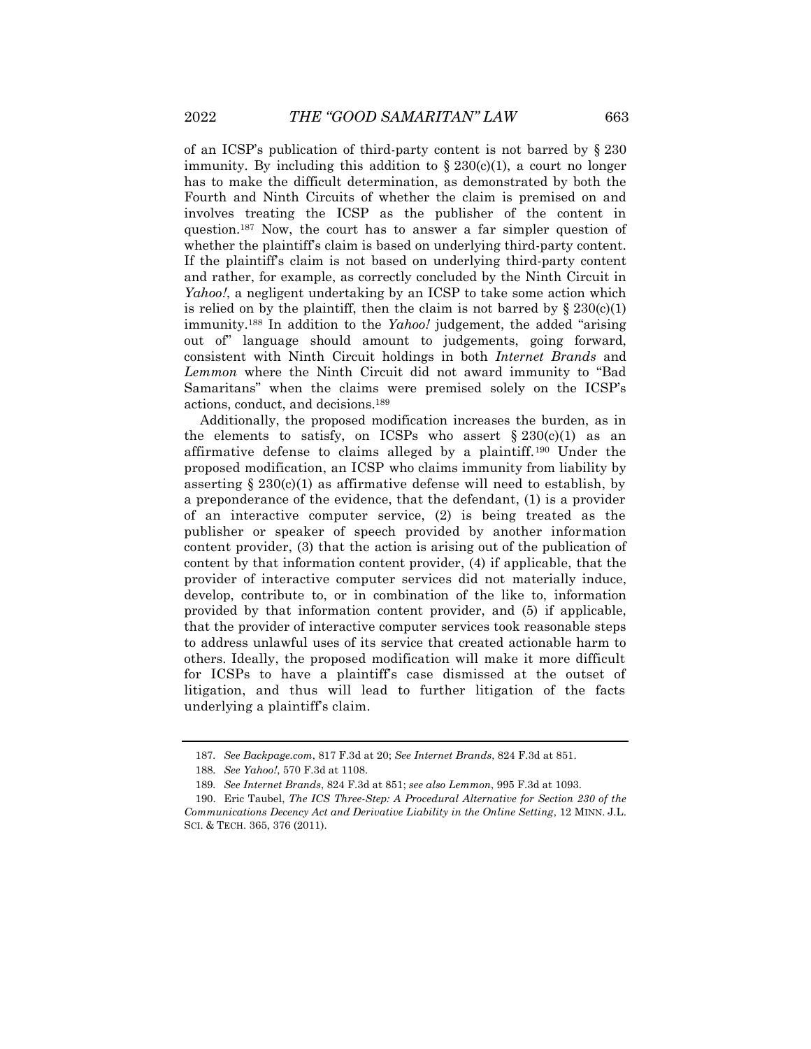of an ICSP's publication of third-party content is not barred by § 230 immunity. By including this addition to § 230(c)(1), a court no longer has to make the difficult determination, as demonstrated by both the Fourth and Ninth Circuits of whether the claim is premised on and involves treating the ICSP as the publisher of the content in question.[187] Now, the court has to answer a far simpler question of whether the plaintiff's claim is based on underlying third-party content. If the plaintiff's claim is not based on underlying third-party content and rather, for example, as correctly concluded by the Ninth Circuit in *Yahoo!*, a negligent undertaking by an ICSP to take some action which is relied on by the plaintiff, then the claim is not barred by § 230(c)(1) immunity.[188] In addition to the *Yahoo!* judgement, the added "arising out of" language should amount to judgements, going forward, consistent with Ninth Circuit holdings in both *Internet Brands* and *Lemmon* where the Ninth Circuit did not award immunity to "Bad Samaritans" when the claims were premised solely on the ICSP's actions, conduct, and decisions.[189]

Additionally, the proposed modification increases the burden, as in the elements to satisfy, on ICSPs who assert § 230(c)(1) as an affirmative defense to claims alleged by a plaintiff.[190] Under the proposed modification, an ICSP who claims immunity from liability by asserting § 230(c)(1) as affirmative defense will need to establish, by a preponderance of the evidence, that the defendant, (1) is a provider of an interactive computer service, (2) is being treated as the publisher or speaker of speech provided by another information content provider, (3) that the action is arising out of the publication of content by that information content provider, (4) if applicable, that the provider of interactive computer services did not materially induce, develop, contribute to, or in combination of the like to, information provided by that information content provider, and (5) if applicable, that the provider of interactive computer services took reasonable steps to address unlawful uses of its service that created actionable harm to others. Ideally, the proposed modification will make it more difficult for ICSPs to have a plaintiff's case dismissed at the outset of litigation, and thus will lead to further litigation of the facts underlying a plaintiff's claim.

---

187. *See Backpage.com*, 817 F.3d at 20; *See Internet Brands*, 824 F.3d at 851.

188. *See Yahoo!*, 570 F.3d at 1108.

189. *See Internet Brands*, 824 F.3d at 851; *see also Lemmon*, 995 F.3d at 1093.

190. Eric Taubel, *The ICS Three-Step: A Procedural Alternative for Section 230 of the Communications Decency Act and Derivative Liability in the Online Setting*, 12 MINN. J.L. SCI. & TECH. 365, 376 (2011).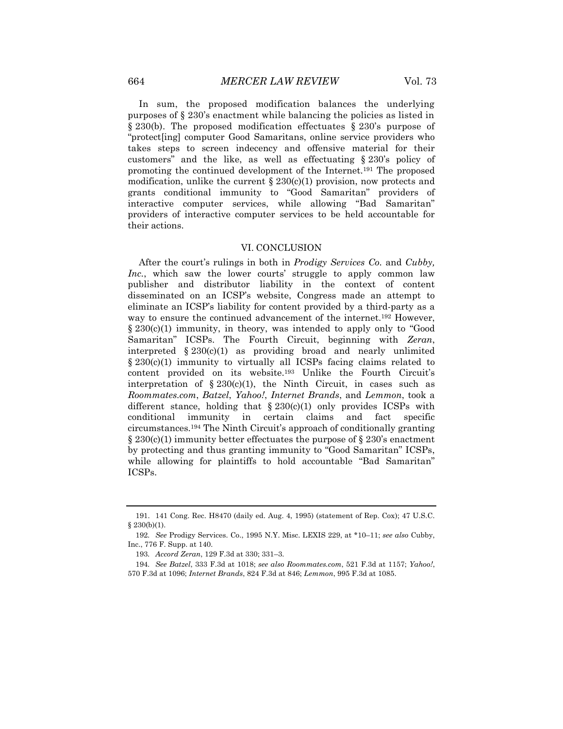In sum, the proposed modification balances the underlying purposes of § 230's enactment while balancing the policies as listed in § 230(b). The proposed modification effectuates § 230's purpose of "protect[ing] computer Good Samaritans, online service providers who takes steps to screen indecency and offensive material for their customers" and the like, as well as effectuating § 230's policy of promoting the continued development of the Internet.[191] The proposed modification, unlike the current § 230(c)(1) provision, now protects and grants conditional immunity to "Good Samaritan" providers of interactive computer services, while allowing "Bad Samaritan" providers of interactive computer services to be held accountable for their actions.

## VI. CONCLUSION

After the court's rulings in both in *Prodigy Services Co.* and *Cubby, Inc.*, which saw the lower courts' struggle to apply common law publisher and distributor liability in the context of content disseminated on an ICSP's website, Congress made an attempt to eliminate an ICSP's liability for content provided by a third-party as a way to ensure the continued advancement of the internet.[192] However, § 230(c)(1) immunity, in theory, was intended to apply only to "Good Samaritan" ICSPs. The Fourth Circuit, beginning with *Zeran*, interpreted § 230(c)(1) as providing broad and nearly unlimited § 230(c)(1) immunity to virtually all ICSPs facing claims related to content provided on its website.[193] Unlike the Fourth Circuit's interpretation of § 230(c)(1), the Ninth Circuit, in cases such as *Roommates.com*, *Batzel*, *Yahoo!*, *Internet Brands*, and *Lemmon*, took a different stance, holding that § 230(c)(1) only provides ICSPs with conditional immunity in certain claims and fact specific circumstances.[194] The Ninth Circuit's approach of conditionally granting § 230(c)(1) immunity better effectuates the purpose of § 230's enactment by protecting and thus granting immunity to "Good Samaritan" ICSPs, while allowing for plaintiffs to hold accountable "Bad Samaritan" ICSPs.

---

191. 141 Cong. Rec. H8470 (daily ed. Aug. 4, 1995) (statement of Rep. Cox); 47 U.S.C. § 230(b)(1).

192. *See* Prodigy Services. Co., 1995 N.Y. Misc. LEXIS 229, at *10–11; *see also* Cubby, Inc., 776 F. Supp. at 140.

193. *Accord Zeran*, 129 F.3d at 330; 331–3.

194. *See Batzel*, 333 F.3d at 1018; *see also Roommates.com*, 521 F.3d at 1157; *Yahoo!*, 570 F.3d at 1096; *Internet Brands*, 824 F.3d at 846; *Lemmon*, 995 F.3d at 1085.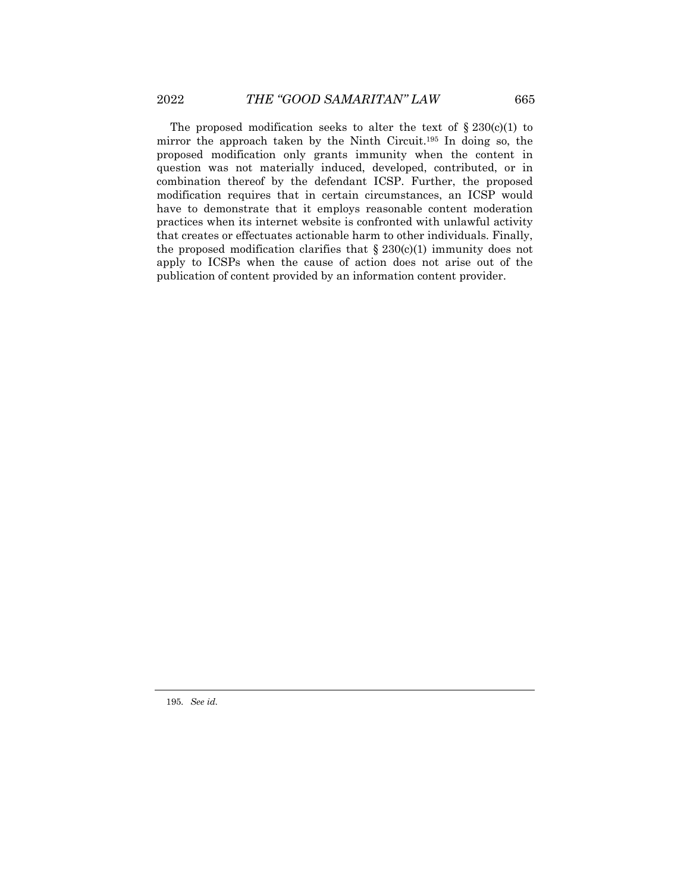The proposed modification seeks to alter the text of § 230(c)(1) to mirror the approach taken by the Ninth Circuit.[195] In doing so, the proposed modification only grants immunity when the content in question was not materially induced, developed, contributed, or in combination thereof by the defendant ICSP. Further, the proposed modification requires that in certain circumstances, an ICSP would have to demonstrate that it employs reasonable content moderation practices when its internet website is confronted with unlawful activity that creates or effectuates actionable harm to other individuals. Finally, the proposed modification clarifies that § 230(c)(1) immunity does not apply to ICSPs when the cause of action does not arise out of the publication of content provided by an information content provider.

---

195. *See id.*